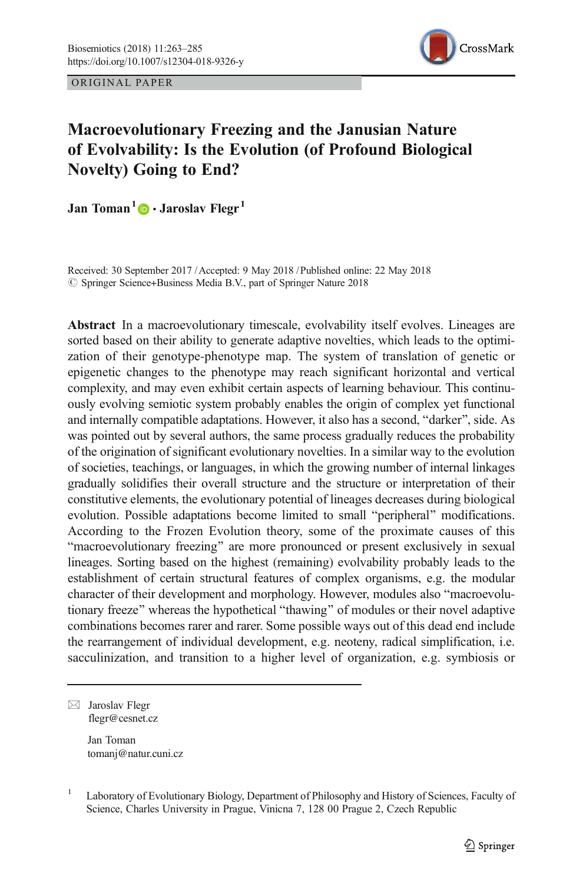ORIGINAL PAPER

# Macroevolutionary Freezing and the Janusian Nature of Evolvability: Is the Evolution (of Profound Biological Novelty) Going to End?

**Jan Toman**[1] **· Jaroslav Flegr**[1]

Received: 30 September 2017 / Accepted: 9 May 2018 / Published online: 22 May 2018
© Springer Science+Business Media B.V., part of Springer Nature 2018

**Abstract** In a macroevolutionary timescale, evolvability itself evolves. Lineages are sorted based on their ability to generate adaptive novelties, which leads to the optimization of their genotype-phenotype map. The system of translation of genetic or epigenetic changes to the phenotype may reach significant horizontal and vertical complexity, and may even exhibit certain aspects of learning behaviour. This continuously evolving semiotic system probably enables the origin of complex yet functional and internally compatible adaptations. However, it also has a second, "darker", side. As was pointed out by several authors, the same process gradually reduces the probability of the origination of significant evolutionary novelties. In a similar way to the evolution of societies, teachings, or languages, in which the growing number of internal linkages gradually solidifies their overall structure and the structure or interpretation of their constitutive elements, the evolutionary potential of lineages decreases during biological evolution. Possible adaptations become limited to small "peripheral" modifications. According to the Frozen Evolution theory, some of the proximate causes of this "macroevolutionary freezing" are more pronounced or present exclusively in sexual lineages. Sorting based on the highest (remaining) evolvability probably leads to the establishment of certain structural features of complex organisms, e.g. the modular character of their development and morphology. However, modules also "macroevolutionary freeze" whereas the hypothetical "thawing" of modules or their novel adaptive combinations becomes rarer and rarer. Some possible ways out of this dead end include the rearrangement of individual development, e.g. neoteny, radical simplification, i.e. sacculinization, and transition to a higher level of organization, e.g. symbiosis or

---

✉ Jaroslav Flegr
flegr@cesnet.cz

Jan Toman
tomanj@natur.cuni.cz

[1] Laboratory of Evolutionary Biology, Department of Philosophy and History of Sciences, Faculty of Science, Charles University in Prague, Vinicna 7, 128 00 Prague 2, Czech Republic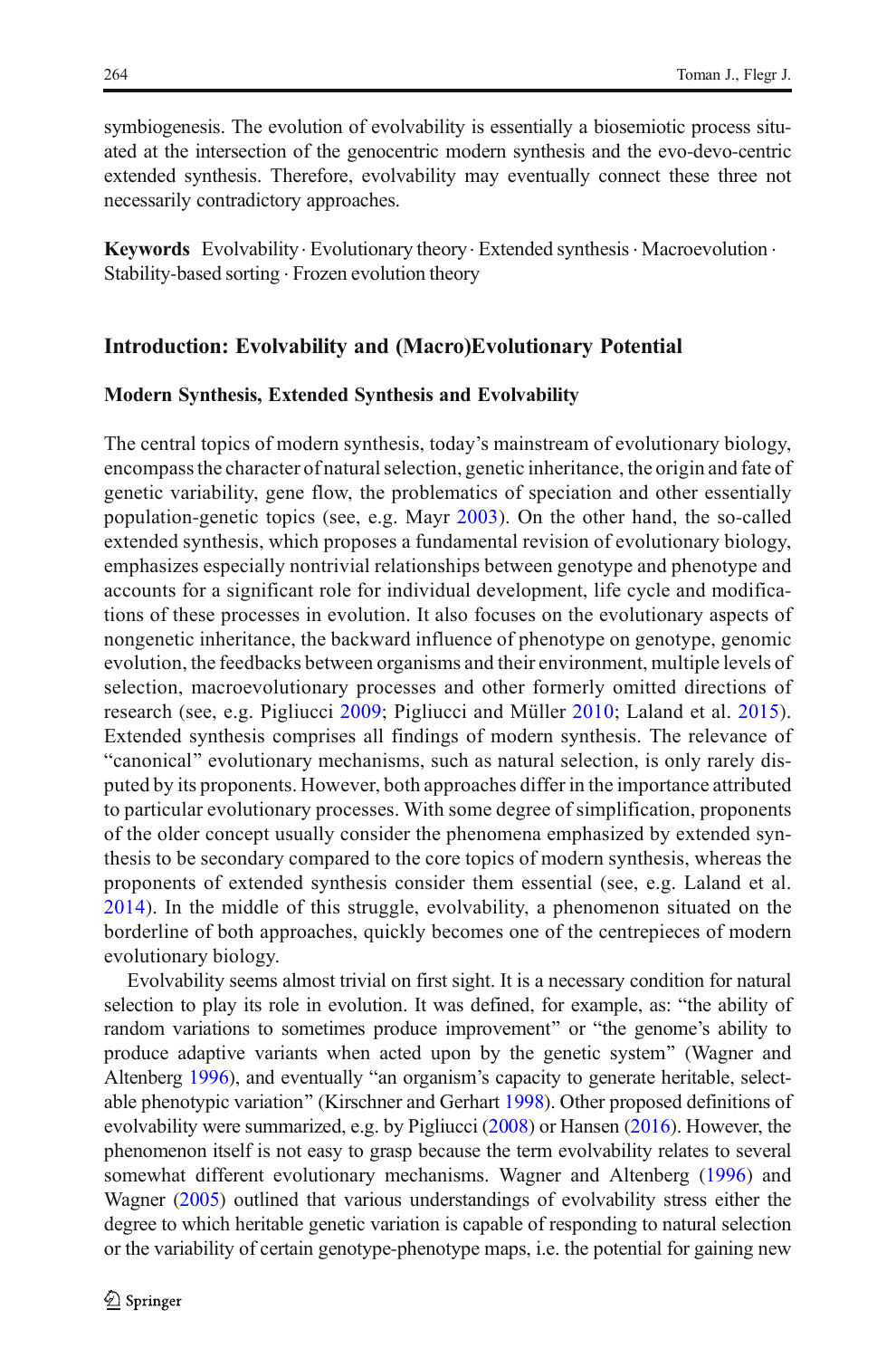symbiogenesis. The evolution of evolvability is essentially a biosemiotic process situated at the intersection of the genocentric modern synthesis and the evo-devo-centric extended synthesis. Therefore, evolvability may eventually connect these three not necessarily contradictory approaches.

**Keywords** Evolvability · Evolutionary theory · Extended synthesis · Macroevolution · Stability-based sorting · Frozen evolution theory

## Introduction: Evolvability and (Macro)Evolutionary Potential

### Modern Synthesis, Extended Synthesis and Evolvability

The central topics of modern synthesis, today's mainstream of evolutionary biology, encompass the character of natural selection, genetic inheritance, the origin and fate of genetic variability, gene flow, the problematics of speciation and other essentially population-genetic topics (see, e.g. Mayr 2003). On the other hand, the so-called extended synthesis, which proposes a fundamental revision of evolutionary biology, emphasizes especially nontrivial relationships between genotype and phenotype and accounts for a significant role for individual development, life cycle and modifications of these processes in evolution. It also focuses on the evolutionary aspects of nongenetic inheritance, the backward influence of phenotype on genotype, genomic evolution, the feedbacks between organisms and their environment, multiple levels of selection, macroevolutionary processes and other formerly omitted directions of research (see, e.g. Pigliucci 2009; Pigliucci and Müller 2010; Laland et al. 2015). Extended synthesis comprises all findings of modern synthesis. The relevance of "canonical" evolutionary mechanisms, such as natural selection, is only rarely disputed by its proponents. However, both approaches differ in the importance attributed to particular evolutionary processes. With some degree of simplification, proponents of the older concept usually consider the phenomena emphasized by extended synthesis to be secondary compared to the core topics of modern synthesis, whereas the proponents of extended synthesis consider them essential (see, e.g. Laland et al. 2014). In the middle of this struggle, evolvability, a phenomenon situated on the borderline of both approaches, quickly becomes one of the centrepieces of modern evolutionary biology.

Evolvability seems almost trivial on first sight. It is a necessary condition for natural selection to play its role in evolution. It was defined, for example, as: "the ability of random variations to sometimes produce improvement" or "the genome's ability to produce adaptive variants when acted upon by the genetic system" (Wagner and Altenberg 1996), and eventually "an organism's capacity to generate heritable, selectable phenotypic variation" (Kirschner and Gerhart 1998). Other proposed definitions of evolvability were summarized, e.g. by Pigliucci (2008) or Hansen (2016). However, the phenomenon itself is not easy to grasp because the term evolvability relates to several somewhat different evolutionary mechanisms. Wagner and Altenberg (1996) and Wagner (2005) outlined that various understandings of evolvability stress either the degree to which heritable genetic variation is capable of responding to natural selection or the variability of certain genotype-phenotype maps, i.e. the potential for gaining new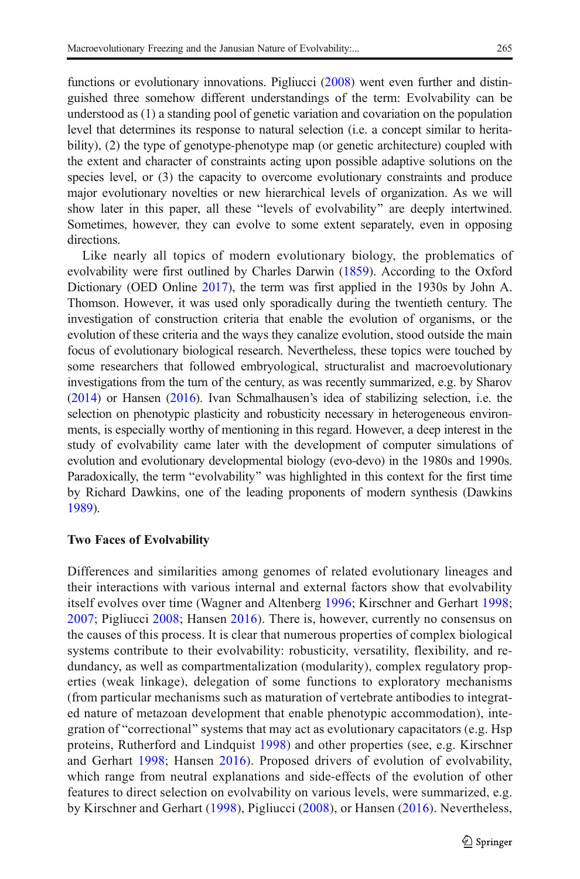functions or evolutionary innovations. Pigliucci (2008) went even further and distinguished three somehow different understandings of the term: Evolvability can be understood as (1) a standing pool of genetic variation and covariation on the population level that determines its response to natural selection (i.e. a concept similar to heritability), (2) the type of genotype-phenotype map (or genetic architecture) coupled with the extent and character of constraints acting upon possible adaptive solutions on the species level, or (3) the capacity to overcome evolutionary constraints and produce major evolutionary novelties or new hierarchical levels of organization. As we will show later in this paper, all these "levels of evolvability" are deeply intertwined. Sometimes, however, they can evolve to some extent separately, even in opposing directions.

Like nearly all topics of modern evolutionary biology, the problematics of evolvability were first outlined by Charles Darwin (1859). According to the Oxford Dictionary (OED Online 2017), the term was first applied in the 1930s by John A. Thomson. However, it was used only sporadically during the twentieth century. The investigation of construction criteria that enable the evolution of organisms, or the evolution of these criteria and the ways they canalize evolution, stood outside the main focus of evolutionary biological research. Nevertheless, these topics were touched by some researchers that followed embryological, structuralist and macroevolutionary investigations from the turn of the century, as was recently summarized, e.g. by Sharov (2014) or Hansen (2016). Ivan Schmalhausen's idea of stabilizing selection, i.e. the selection on phenotypic plasticity and robusticity necessary in heterogeneous environments, is especially worthy of mentioning in this regard. However, a deep interest in the study of evolvability came later with the development of computer simulations of evolution and evolutionary developmental biology (evo-devo) in the 1980s and 1990s. Paradoxically, the term "evolvability" was highlighted in this context for the first time by Richard Dawkins, one of the leading proponents of modern synthesis (Dawkins 1989).

## Two Faces of Evolvability

Differences and similarities among genomes of related evolutionary lineages and their interactions with various internal and external factors show that evolvability itself evolves over time (Wagner and Altenberg 1996; Kirschner and Gerhart 1998; 2007; Pigliucci 2008; Hansen 2016). There is, however, currently no consensus on the causes of this process. It is clear that numerous properties of complex biological systems contribute to their evolvability: robusticity, versatility, flexibility, and redundancy, as well as compartmentalization (modularity), complex regulatory properties (weak linkage), delegation of some functions to exploratory mechanisms (from particular mechanisms such as maturation of vertebrate antibodies to integrated nature of metazoan development that enable phenotypic accommodation), integration of "correctional" systems that may act as evolutionary capacitators (e.g. Hsp proteins, Rutherford and Lindquist 1998) and other properties (see, e.g. Kirschner and Gerhart 1998; Hansen 2016). Proposed drivers of evolution of evolvability, which range from neutral explanations and side-effects of the evolution of other features to direct selection on evolvability on various levels, were summarized, e.g. by Kirschner and Gerhart (1998), Pigliucci (2008), or Hansen (2016). Nevertheless,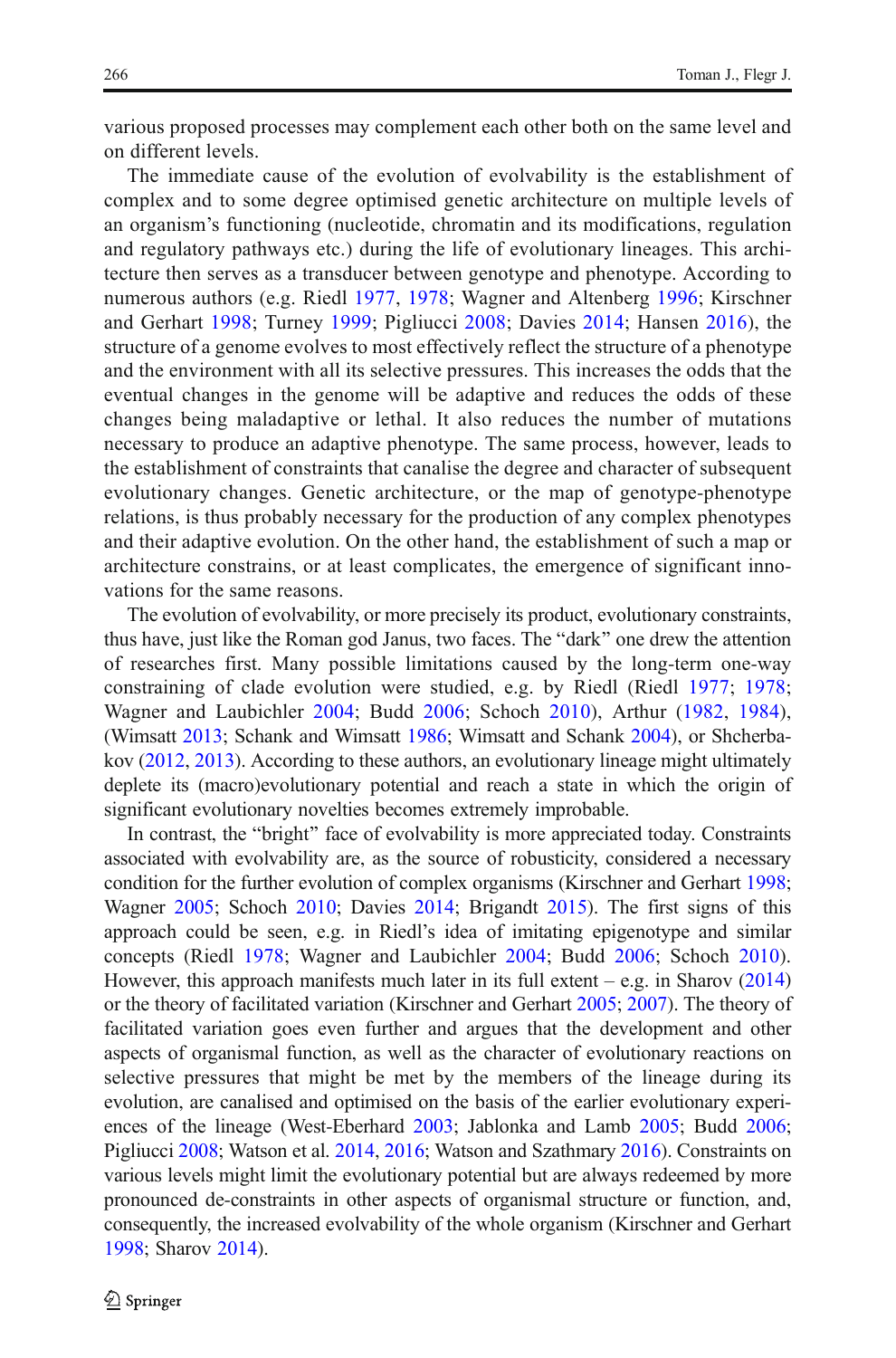various proposed processes may complement each other both on the same level and on different levels.

The immediate cause of the evolution of evolvability is the establishment of complex and to some degree optimised genetic architecture on multiple levels of an organism's functioning (nucleotide, chromatin and its modifications, regulation and regulatory pathways etc.) during the life of evolutionary lineages. This architecture then serves as a transducer between genotype and phenotype. According to numerous authors (e.g. Riedl 1977, 1978; Wagner and Altenberg 1996; Kirschner and Gerhart 1998; Turney 1999; Pigliucci 2008; Davies 2014; Hansen 2016), the structure of a genome evolves to most effectively reflect the structure of a phenotype and the environment with all its selective pressures. This increases the odds that the eventual changes in the genome will be adaptive and reduces the odds of these changes being maladaptive or lethal. It also reduces the number of mutations necessary to produce an adaptive phenotype. The same process, however, leads to the establishment of constraints that canalise the degree and character of subsequent evolutionary changes. Genetic architecture, or the map of genotype-phenotype relations, is thus probably necessary for the production of any complex phenotypes and their adaptive evolution. On the other hand, the establishment of such a map or architecture constrains, or at least complicates, the emergence of significant innovations for the same reasons.

The evolution of evolvability, or more precisely its product, evolutionary constraints, thus have, just like the Roman god Janus, two faces. The "dark" one drew the attention of researches first. Many possible limitations caused by the long-term one-way constraining of clade evolution were studied, e.g. by Riedl (Riedl 1977; 1978; Wagner and Laubichler 2004; Budd 2006; Schoch 2010), Arthur (1982, 1984), (Wimsatt 2013; Schank and Wimsatt 1986; Wimsatt and Schank 2004), or Shcherbakov (2012, 2013). According to these authors, an evolutionary lineage might ultimately deplete its (macro)evolutionary potential and reach a state in which the origin of significant evolutionary novelties becomes extremely improbable.

In contrast, the "bright" face of evolvability is more appreciated today. Constraints associated with evolvability are, as the source of robusticity, considered a necessary condition for the further evolution of complex organisms (Kirschner and Gerhart 1998; Wagner 2005; Schoch 2010; Davies 2014; Brigandt 2015). The first signs of this approach could be seen, e.g. in Riedl's idea of imitating epigenotype and similar concepts (Riedl 1978; Wagner and Laubichler 2004; Budd 2006; Schoch 2010). However, this approach manifests much later in its full extent – e.g. in Sharov (2014) or the theory of facilitated variation (Kirschner and Gerhart 2005; 2007). The theory of facilitated variation goes even further and argues that the development and other aspects of organismal function, as well as the character of evolutionary reactions on selective pressures that might be met by the members of the lineage during its evolution, are canalised and optimised on the basis of the earlier evolutionary experiences of the lineage (West-Eberhard 2003; Jablonka and Lamb 2005; Budd 2006; Pigliucci 2008; Watson et al. 2014, 2016; Watson and Szathmary 2016). Constraints on various levels might limit the evolutionary potential but are always redeemed by more pronounced de-constraints in other aspects of organismal structure or function, and, consequently, the increased evolvability of the whole organism (Kirschner and Gerhart 1998; Sharov 2014).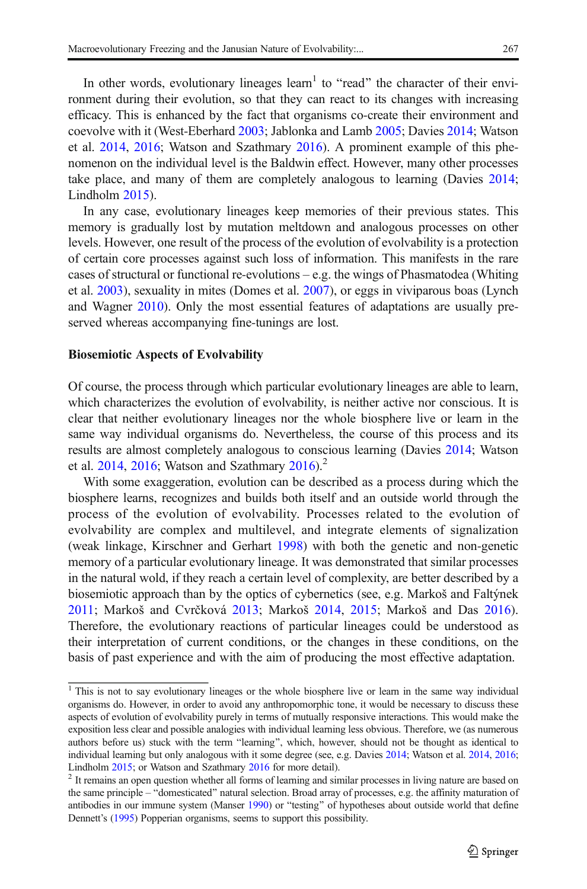In other words, evolutionary lineages learn[1] to "read" the character of their environment during their evolution, so that they can react to its changes with increasing efficacy. This is enhanced by the fact that organisms co-create their environment and coevolve with it (West-Eberhard 2003; Jablonka and Lamb 2005; Davies 2014; Watson et al. 2014, 2016; Watson and Szathmary 2016). A prominent example of this phenomenon on the individual level is the Baldwin effect. However, many other processes take place, and many of them are completely analogous to learning (Davies 2014; Lindholm 2015).

In any case, evolutionary lineages keep memories of their previous states. This memory is gradually lost by mutation meltdown and analogous processes on other levels. However, one result of the process of the evolution of evolvability is a protection of certain core processes against such loss of information. This manifests in the rare cases of structural or functional re-evolutions – e.g. the wings of Phasmatodea (Whiting et al. 2003), sexuality in mites (Domes et al. 2007), or eggs in viviparous boas (Lynch and Wagner 2010). Only the most essential features of adaptations are usually preserved whereas accompanying fine-tunings are lost.

### Biosemiotic Aspects of Evolvability

Of course, the process through which particular evolutionary lineages are able to learn, which characterizes the evolution of evolvability, is neither active nor conscious. It is clear that neither evolutionary lineages nor the whole biosphere live or learn in the same way individual organisms do. Nevertheless, the course of this process and its results are almost completely analogous to conscious learning (Davies 2014; Watson et al. 2014, 2016; Watson and Szathmary 2016).[2]

With some exaggeration, evolution can be described as a process during which the biosphere learns, recognizes and builds both itself and an outside world through the process of the evolution of evolvability. Processes related to the evolution of evolvability are complex and multilevel, and integrate elements of signalization (weak linkage, Kirschner and Gerhart 1998) with both the genetic and non-genetic memory of a particular evolutionary lineage. It was demonstrated that similar processes in the natural wold, if they reach a certain level of complexity, are better described by a biosemiotic approach than by the optics of cybernetics (see, e.g. Markoš and Faltýnek 2011; Markoš and Cvrčková 2013; Markoš 2014, 2015; Markoš and Das 2016). Therefore, the evolutionary reactions of particular lineages could be understood as their interpretation of current conditions, or the changes in these conditions, on the basis of past experience and with the aim of producing the most effective adaptation.

---

[1] This is not to say evolutionary lineages or the whole biosphere live or learn in the same way individual organisms do. However, in order to avoid any anthropomorphic tone, it would be necessary to discuss these aspects of evolution of evolvability purely in terms of mutually responsive interactions. This would make the exposition less clear and possible analogies with individual learning less obvious. Therefore, we (as numerous authors before us) stuck with the term "learning", which, however, should not be thought as identical to individual learning but only analogous with it some degree (see, e.g. Davies 2014; Watson et al. 2014, 2016; Lindholm 2015; or Watson and Szathmary 2016 for more detail).

[2] It remains an open question whether all forms of learning and similar processes in living nature are based on the same principle – "domesticated" natural selection. Broad array of processes, e.g. the affinity maturation of antibodies in our immune system (Manser 1990) or "testing" of hypotheses about outside world that define Dennett's (1995) Popperian organisms, seems to support this possibility.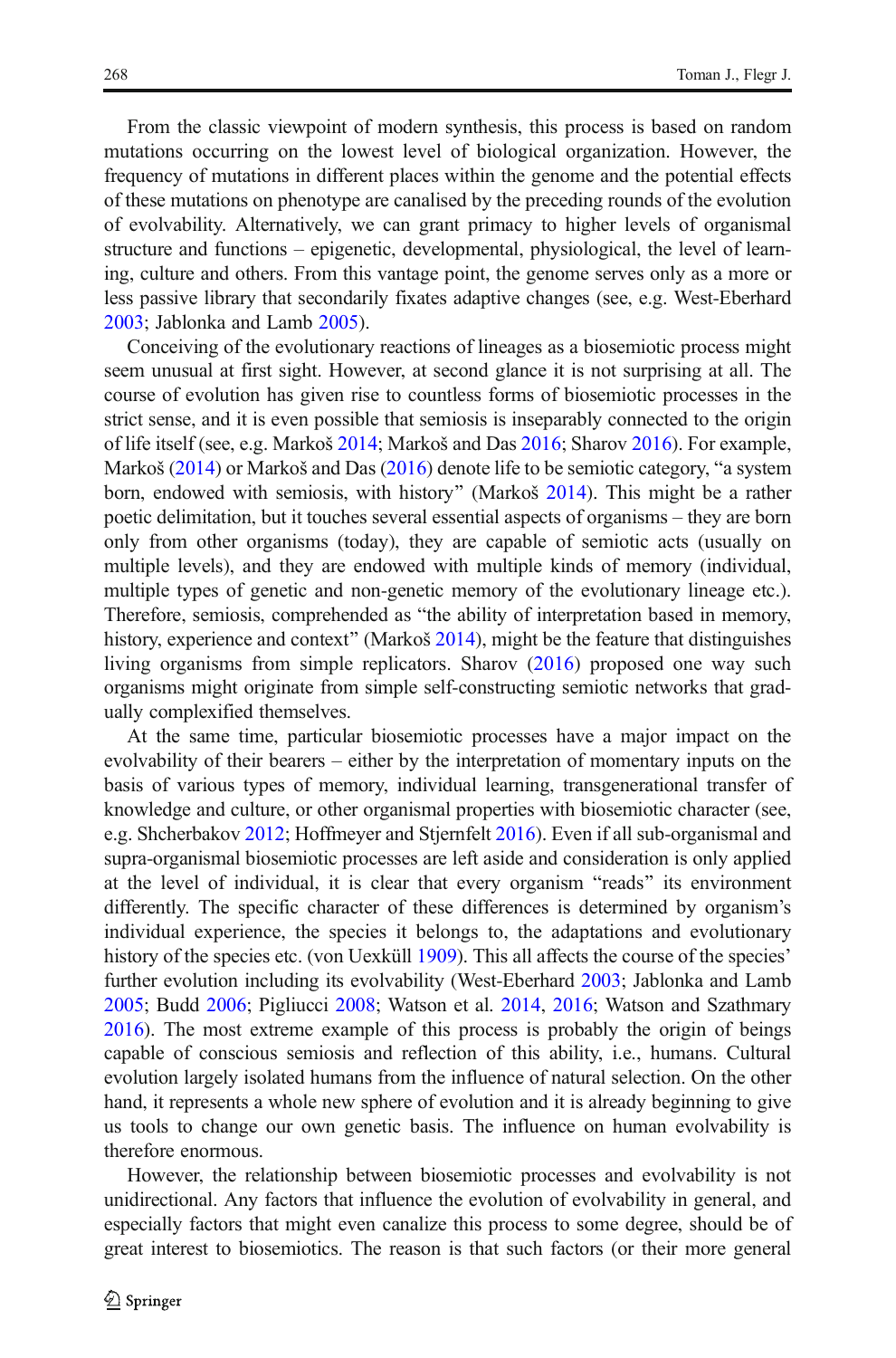From the classic viewpoint of modern synthesis, this process is based on random mutations occurring on the lowest level of biological organization. However, the frequency of mutations in different places within the genome and the potential effects of these mutations on phenotype are canalised by the preceding rounds of the evolution of evolvability. Alternatively, we can grant primacy to higher levels of organismal structure and functions – epigenetic, developmental, physiological, the level of learning, culture and others. From this vantage point, the genome serves only as a more or less passive library that secondarily fixates adaptive changes (see, e.g. West-Eberhard 2003; Jablonka and Lamb 2005).

Conceiving of the evolutionary reactions of lineages as a biosemiotic process might seem unusual at first sight. However, at second glance it is not surprising at all. The course of evolution has given rise to countless forms of biosemiotic processes in the strict sense, and it is even possible that semiosis is inseparably connected to the origin of life itself (see, e.g. Markoš 2014; Markoš and Das 2016; Sharov 2016). For example, Markoš (2014) or Markoš and Das (2016) denote life to be semiotic category, "a system born, endowed with semiosis, with history" (Markoš 2014). This might be a rather poetic delimitation, but it touches several essential aspects of organisms – they are born only from other organisms (today), they are capable of semiotic acts (usually on multiple levels), and they are endowed with multiple kinds of memory (individual, multiple types of genetic and non-genetic memory of the evolutionary lineage etc.). Therefore, semiosis, comprehended as "the ability of interpretation based in memory, history, experience and context" (Markoš 2014), might be the feature that distinguishes living organisms from simple replicators. Sharov (2016) proposed one way such organisms might originate from simple self-constructing semiotic networks that gradually complexified themselves.

At the same time, particular biosemiotic processes have a major impact on the evolvability of their bearers – either by the interpretation of momentary inputs on the basis of various types of memory, individual learning, transgenerational transfer of knowledge and culture, or other organismal properties with biosemiotic character (see, e.g. Shcherbakov 2012; Hoffmeyer and Stjernfelt 2016). Even if all sub-organismal and supra-organismal biosemiotic processes are left aside and consideration is only applied at the level of individual, it is clear that every organism "reads" its environment differently. The specific character of these differences is determined by organism's individual experience, the species it belongs to, the adaptations and evolutionary history of the species etc. (von Uexküll 1909). This all affects the course of the species' further evolution including its evolvability (West-Eberhard 2003; Jablonka and Lamb 2005; Budd 2006; Pigliucci 2008; Watson et al. 2014, 2016; Watson and Szathmary 2016). The most extreme example of this process is probably the origin of beings capable of conscious semiosis and reflection of this ability, i.e., humans. Cultural evolution largely isolated humans from the influence of natural selection. On the other hand, it represents a whole new sphere of evolution and it is already beginning to give us tools to change our own genetic basis. The influence on human evolvability is therefore enormous.

However, the relationship between biosemiotic processes and evolvability is not unidirectional. Any factors that influence the evolution of evolvability in general, and especially factors that might even canalize this process to some degree, should be of great interest to biosemiotics. The reason is that such factors (or their more general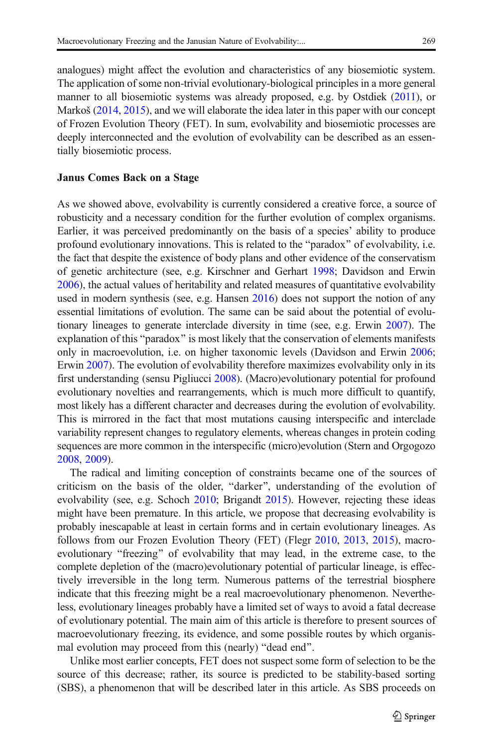analogues) might affect the evolution and characteristics of any biosemiotic system. The application of some non-trivial evolutionary-biological principles in a more general manner to all biosemiotic systems was already proposed, e.g. by Ostdiek (2011), or Markoš (2014, 2015), and we will elaborate the idea later in this paper with our concept of Frozen Evolution Theory (FET). In sum, evolvability and biosemiotic processes are deeply interconnected and the evolution of evolvability can be described as an essentially biosemiotic process.

**Janus Comes Back on a Stage**

As we showed above, evolvability is currently considered a creative force, a source of robusticity and a necessary condition for the further evolution of complex organisms. Earlier, it was perceived predominantly on the basis of a species' ability to produce profound evolutionary innovations. This is related to the "paradox" of evolvability, i.e. the fact that despite the existence of body plans and other evidence of the conservatism of genetic architecture (see, e.g. Kirschner and Gerhart 1998; Davidson and Erwin 2006), the actual values of heritability and related measures of quantitative evolvability used in modern synthesis (see, e.g. Hansen 2016) does not support the notion of any essential limitations of evolution. The same can be said about the potential of evolutionary lineages to generate interclade diversity in time (see, e.g. Erwin 2007). The explanation of this "paradox" is most likely that the conservation of elements manifests only in macroevolution, i.e. on higher taxonomic levels (Davidson and Erwin 2006; Erwin 2007). The evolution of evolvability therefore maximizes evolvability only in its first understanding (sensu Pigliucci 2008). (Macro)evolutionary potential for profound evolutionary novelties and rearrangements, which is much more difficult to quantify, most likely has a different character and decreases during the evolution of evolvability. This is mirrored in the fact that most mutations causing interspecific and interclade variability represent changes to regulatory elements, whereas changes in protein coding sequences are more common in the interspecific (micro)evolution (Stern and Orgogozo 2008, 2009).

The radical and limiting conception of constraints became one of the sources of criticism on the basis of the older, "darker", understanding of the evolution of evolvability (see, e.g. Schoch 2010; Brigandt 2015). However, rejecting these ideas might have been premature. In this article, we propose that decreasing evolvability is probably inescapable at least in certain forms and in certain evolutionary lineages. As follows from our Frozen Evolution Theory (FET) (Flegr 2010, 2013, 2015), macroevolutionary "freezing" of evolvability that may lead, in the extreme case, to the complete depletion of the (macro)evolutionary potential of particular lineage, is effectively irreversible in the long term. Numerous patterns of the terrestrial biosphere indicate that this freezing might be a real macroevolutionary phenomenon. Nevertheless, evolutionary lineages probably have a limited set of ways to avoid a fatal decrease of evolutionary potential. The main aim of this article is therefore to present sources of macroevolutionary freezing, its evidence, and some possible routes by which organismal evolution may proceed from this (nearly) "dead end".

Unlike most earlier concepts, FET does not suspect some form of selection to be the source of this decrease; rather, its source is predicted to be stability-based sorting (SBS), a phenomenon that will be described later in this article. As SBS proceeds on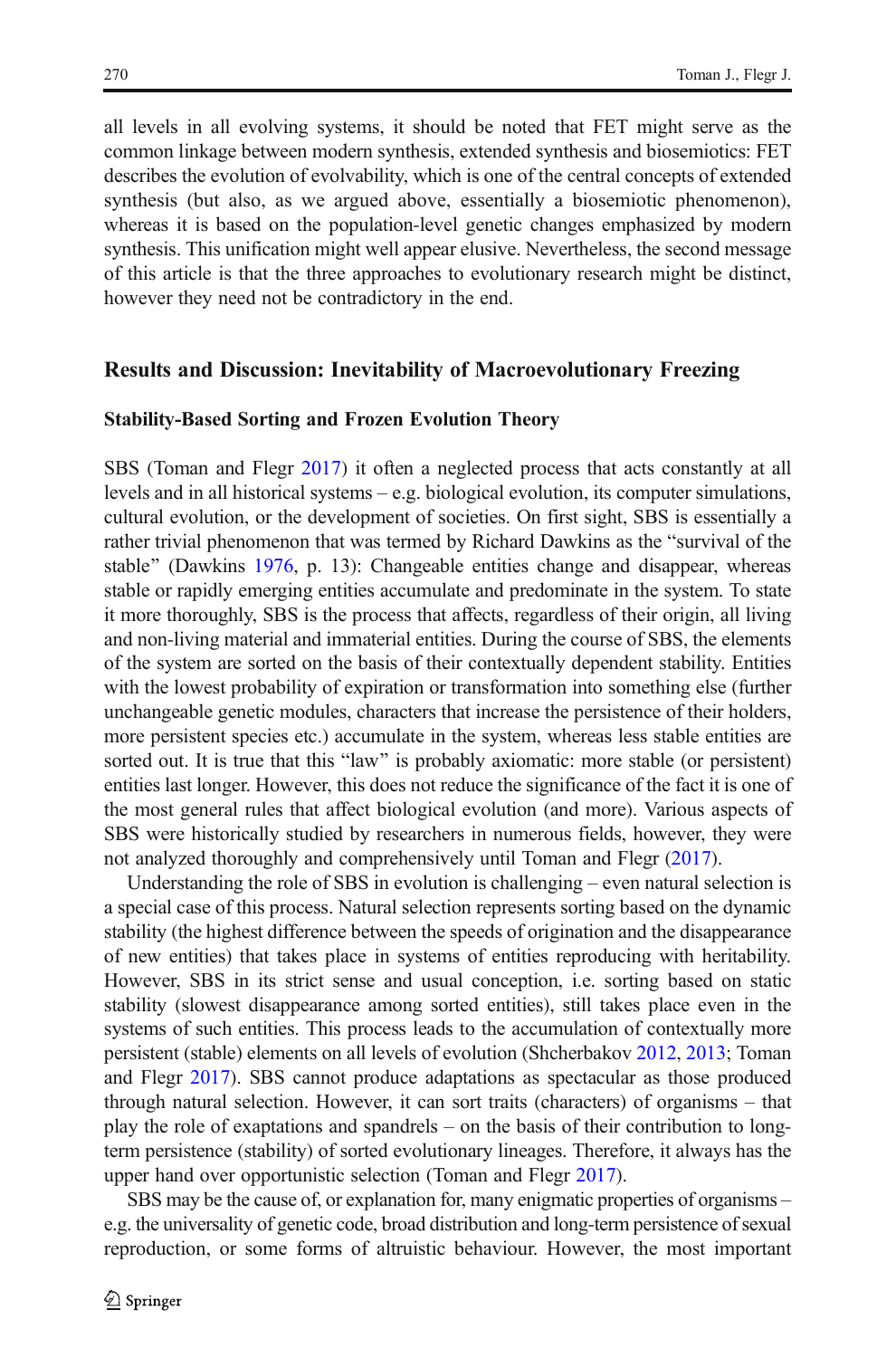all levels in all evolving systems, it should be noted that FET might serve as the common linkage between modern synthesis, extended synthesis and biosemiotics: FET describes the evolution of evolvability, which is one of the central concepts of extended synthesis (but also, as we argued above, essentially a biosemiotic phenomenon), whereas it is based on the population-level genetic changes emphasized by modern synthesis. This unification might well appear elusive. Nevertheless, the second message of this article is that the three approaches to evolutionary research might be distinct, however they need not be contradictory in the end.

## Results and Discussion: Inevitability of Macroevolutionary Freezing

### Stability-Based Sorting and Frozen Evolution Theory

SBS (Toman and Flegr 2017) it often a neglected process that acts constantly at all levels and in all historical systems – e.g. biological evolution, its computer simulations, cultural evolution, or the development of societies. On first sight, SBS is essentially a rather trivial phenomenon that was termed by Richard Dawkins as the "survival of the stable" (Dawkins 1976, p. 13): Changeable entities change and disappear, whereas stable or rapidly emerging entities accumulate and predominate in the system. To state it more thoroughly, SBS is the process that affects, regardless of their origin, all living and non-living material and immaterial entities. During the course of SBS, the elements of the system are sorted on the basis of their contextually dependent stability. Entities with the lowest probability of expiration or transformation into something else (further unchangeable genetic modules, characters that increase the persistence of their holders, more persistent species etc.) accumulate in the system, whereas less stable entities are sorted out. It is true that this "law" is probably axiomatic: more stable (or persistent) entities last longer. However, this does not reduce the significance of the fact it is one of the most general rules that affect biological evolution (and more). Various aspects of SBS were historically studied by researchers in numerous fields, however, they were not analyzed thoroughly and comprehensively until Toman and Flegr (2017).

Understanding the role of SBS in evolution is challenging – even natural selection is a special case of this process. Natural selection represents sorting based on the dynamic stability (the highest difference between the speeds of origination and the disappearance of new entities) that takes place in systems of entities reproducing with heritability. However, SBS in its strict sense and usual conception, i.e. sorting based on static stability (slowest disappearance among sorted entities), still takes place even in the systems of such entities. This process leads to the accumulation of contextually more persistent (stable) elements on all levels of evolution (Shcherbakov 2012, 2013; Toman and Flegr 2017). SBS cannot produce adaptations as spectacular as those produced through natural selection. However, it can sort traits (characters) of organisms – that play the role of exaptations and spandrels – on the basis of their contribution to long-term persistence (stability) of sorted evolutionary lineages. Therefore, it always has the upper hand over opportunistic selection (Toman and Flegr 2017).

SBS may be the cause of, or explanation for, many enigmatic properties of organisms – e.g. the universality of genetic code, broad distribution and long-term persistence of sexual reproduction, or some forms of altruistic behaviour. However, the most important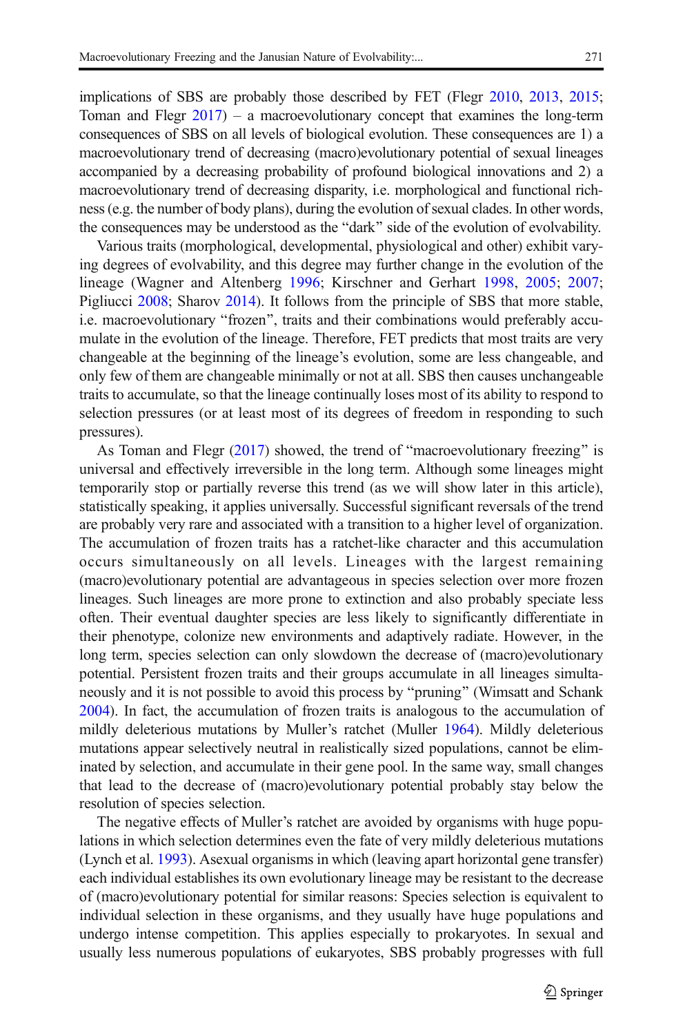implications of SBS are probably those described by FET (Flegr 2010, 2013, 2015; Toman and Flegr 2017) – a macroevolutionary concept that examines the long-term consequences of SBS on all levels of biological evolution. These consequences are 1) a macroevolutionary trend of decreasing (macro)evolutionary potential of sexual lineages accompanied by a decreasing probability of profound biological innovations and 2) a macroevolutionary trend of decreasing disparity, i.e. morphological and functional richness (e.g. the number of body plans), during the evolution of sexual clades. In other words, the consequences may be understood as the "dark" side of the evolution of evolvability.

Various traits (morphological, developmental, physiological and other) exhibit varying degrees of evolvability, and this degree may further change in the evolution of the lineage (Wagner and Altenberg 1996; Kirschner and Gerhart 1998, 2005; 2007; Pigliucci 2008; Sharov 2014). It follows from the principle of SBS that more stable, i.e. macroevolutionary "frozen", traits and their combinations would preferably accumulate in the evolution of the lineage. Therefore, FET predicts that most traits are very changeable at the beginning of the lineage's evolution, some are less changeable, and only few of them are changeable minimally or not at all. SBS then causes unchangeable traits to accumulate, so that the lineage continually loses most of its ability to respond to selection pressures (or at least most of its degrees of freedom in responding to such pressures).

As Toman and Flegr (2017) showed, the trend of "macroevolutionary freezing" is universal and effectively irreversible in the long term. Although some lineages might temporarily stop or partially reverse this trend (as we will show later in this article), statistically speaking, it applies universally. Successful significant reversals of the trend are probably very rare and associated with a transition to a higher level of organization. The accumulation of frozen traits has a ratchet-like character and this accumulation occurs simultaneously on all levels. Lineages with the largest remaining (macro)evolutionary potential are advantageous in species selection over more frozen lineages. Such lineages are more prone to extinction and also probably speciate less often. Their eventual daughter species are less likely to significantly differentiate in their phenotype, colonize new environments and adaptively radiate. However, in the long term, species selection can only slowdown the decrease of (macro)evolutionary potential. Persistent frozen traits and their groups accumulate in all lineages simultaneously and it is not possible to avoid this process by "pruning" (Wimsatt and Schank 2004). In fact, the accumulation of frozen traits is analogous to the accumulation of mildly deleterious mutations by Muller's ratchet (Muller 1964). Mildly deleterious mutations appear selectively neutral in realistically sized populations, cannot be eliminated by selection, and accumulate in their gene pool. In the same way, small changes that lead to the decrease of (macro)evolutionary potential probably stay below the resolution of species selection.

The negative effects of Muller's ratchet are avoided by organisms with huge populations in which selection determines even the fate of very mildly deleterious mutations (Lynch et al. 1993). Asexual organisms in which (leaving apart horizontal gene transfer) each individual establishes its own evolutionary lineage may be resistant to the decrease of (macro)evolutionary potential for similar reasons: Species selection is equivalent to individual selection in these organisms, and they usually have huge populations and undergo intense competition. This applies especially to prokaryotes. In sexual and usually less numerous populations of eukaryotes, SBS probably progresses with full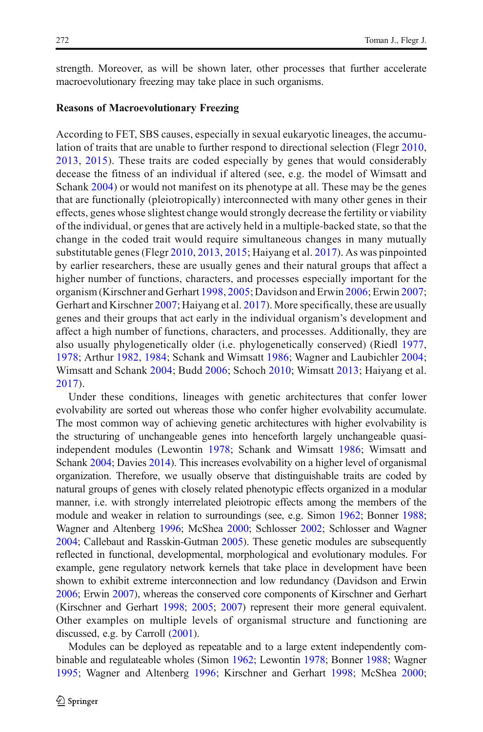strength. Moreover, as will be shown later, other processes that further accelerate macroevolutionary freezing may take place in such organisms.

**Reasons of Macroevolutionary Freezing**

According to FET, SBS causes, especially in sexual eukaryotic lineages, the accumulation of traits that are unable to further respond to directional selection (Flegr 2010, 2013, 2015). These traits are coded especially by genes that would considerably decease the fitness of an individual if altered (see, e.g. the model of Wimsatt and Schank 2004) or would not manifest on its phenotype at all. These may be the genes that are functionally (pleiotropically) interconnected with many other genes in their effects, genes whose slightest change would strongly decrease the fertility or viability of the individual, or genes that are actively held in a multiple-backed state, so that the change in the coded trait would require simultaneous changes in many mutually substitutable genes (Flegr 2010, 2013, 2015; Haiyang et al. 2017). As was pinpointed by earlier researchers, these are usually genes and their natural groups that affect a higher number of functions, characters, and processes especially important for the organism (Kirschner and Gerhart 1998, 2005; Davidson and Erwin 2006; Erwin 2007; Gerhart and Kirschner 2007; Haiyang et al. 2017). More specifically, these are usually genes and their groups that act early in the individual organism's development and affect a high number of functions, characters, and processes. Additionally, they are also usually phylogenetically older (i.e. phylogenetically conserved) (Riedl 1977, 1978; Arthur 1982, 1984; Schank and Wimsatt 1986; Wagner and Laubichler 2004; Wimsatt and Schank 2004; Budd 2006; Schoch 2010; Wimsatt 2013; Haiyang et al. 2017).

Under these conditions, lineages with genetic architectures that confer lower evolvability are sorted out whereas those who confer higher evolvability accumulate. The most common way of achieving genetic architectures with higher evolvability is the structuring of unchangeable genes into henceforth largely unchangeable quasi-independent modules (Lewontin 1978; Schank and Wimsatt 1986; Wimsatt and Schank 2004; Davies 2014). This increases evolvability on a higher level of organismal organization. Therefore, we usually observe that distinguishable traits are coded by natural groups of genes with closely related phenotypic effects organized in a modular manner, i.e. with strongly interrelated pleiotropic effects among the members of the module and weaker in relation to surroundings (see, e.g. Simon 1962; Bonner 1988; Wagner and Altenberg 1996; McShea 2000; Schlosser 2002; Schlosser and Wagner 2004; Callebaut and Rasskin-Gutman 2005). These genetic modules are subsequently reflected in functional, developmental, morphological and evolutionary modules. For example, gene regulatory network kernels that take place in development have been shown to exhibit extreme interconnection and low redundancy (Davidson and Erwin 2006; Erwin 2007), whereas the conserved core components of Kirschner and Gerhart (Kirschner and Gerhart 1998; 2005; 2007) represent their more general equivalent. Other examples on multiple levels of organismal structure and functioning are discussed, e.g. by Carroll (2001).

Modules can be deployed as repeatable and to a large extent independently combinable and regulateable wholes (Simon 1962; Lewontin 1978; Bonner 1988; Wagner 1995; Wagner and Altenberg 1996; Kirschner and Gerhart 1998; McShea 2000;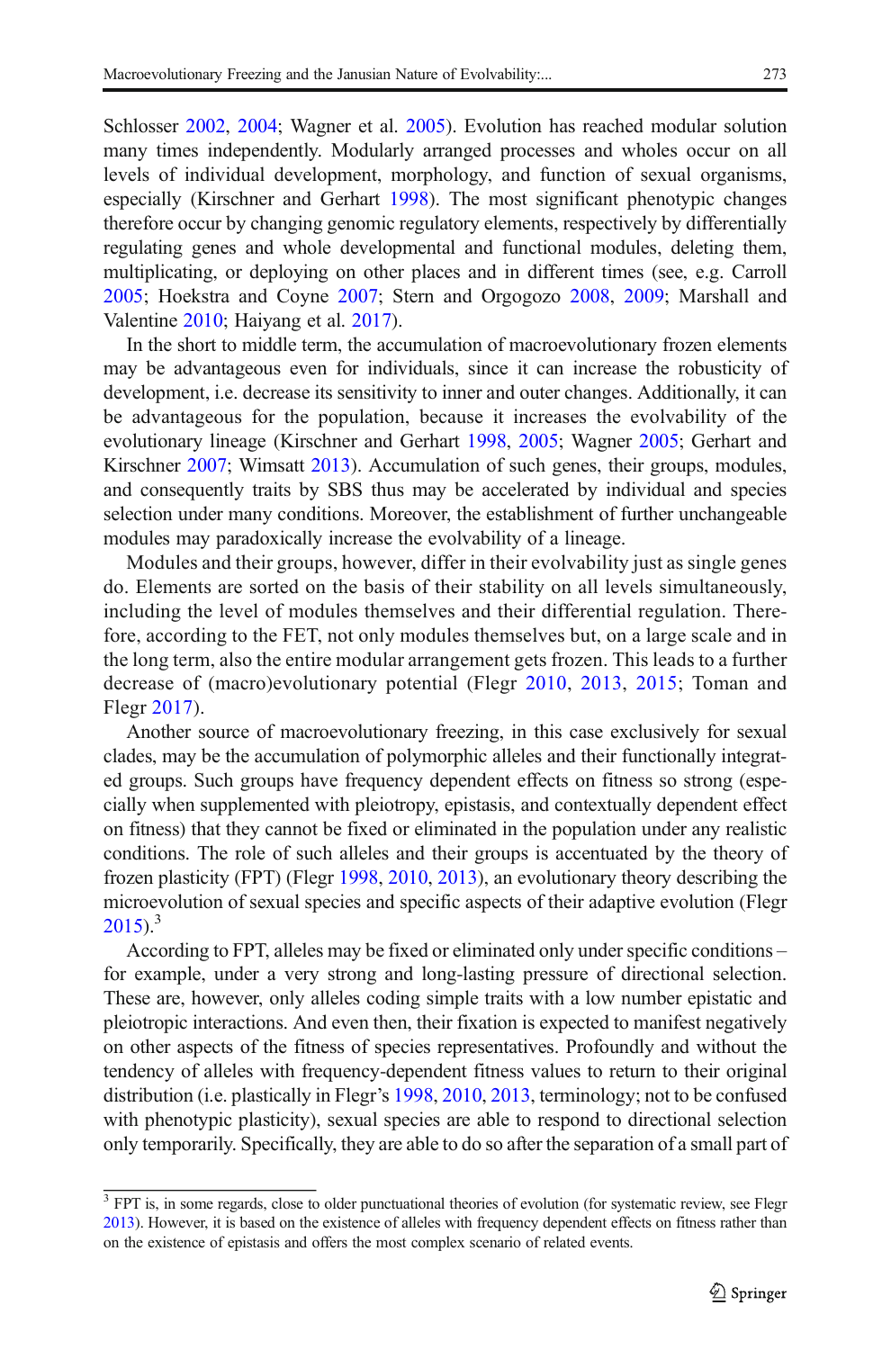Schlosser 2002, 2004; Wagner et al. 2005). Evolution has reached modular solution many times independently. Modularly arranged processes and wholes occur on all levels of individual development, morphology, and function of sexual organisms, especially (Kirschner and Gerhart 1998). The most significant phenotypic changes therefore occur by changing genomic regulatory elements, respectively by differentially regulating genes and whole developmental and functional modules, deleting them, multiplicating, or deploying on other places and in different times (see, e.g. Carroll 2005; Hoekstra and Coyne 2007; Stern and Orgogozo 2008, 2009; Marshall and Valentine 2010; Haiyang et al. 2017).

In the short to middle term, the accumulation of macroevolutionary frozen elements may be advantageous even for individuals, since it can increase the robusticity of development, i.e. decrease its sensitivity to inner and outer changes. Additionally, it can be advantageous for the population, because it increases the evolvability of the evolutionary lineage (Kirschner and Gerhart 1998, 2005; Wagner 2005; Gerhart and Kirschner 2007; Wimsatt 2013). Accumulation of such genes, their groups, modules, and consequently traits by SBS thus may be accelerated by individual and species selection under many conditions. Moreover, the establishment of further unchangeable modules may paradoxically increase the evolvability of a lineage.

Modules and their groups, however, differ in their evolvability just as single genes do. Elements are sorted on the basis of their stability on all levels simultaneously, including the level of modules themselves and their differential regulation. Therefore, according to the FET, not only modules themselves but, on a large scale and in the long term, also the entire modular arrangement gets frozen. This leads to a further decrease of (macro)evolutionary potential (Flegr 2010, 2013, 2015; Toman and Flegr 2017).

Another source of macroevolutionary freezing, in this case exclusively for sexual clades, may be the accumulation of polymorphic alleles and their functionally integrated groups. Such groups have frequency dependent effects on fitness so strong (especially when supplemented with pleiotropy, epistasis, and contextually dependent effect on fitness) that they cannot be fixed or eliminated in the population under any realistic conditions. The role of such alleles and their groups is accentuated by the theory of frozen plasticity (FPT) (Flegr 1998, 2010, 2013), an evolutionary theory describing the microevolution of sexual species and specific aspects of their adaptive evolution (Flegr 2015).[3]

According to FPT, alleles may be fixed or eliminated only under specific conditions – for example, under a very strong and long-lasting pressure of directional selection. These are, however, only alleles coding simple traits with a low number epistatic and pleiotropic interactions. And even then, their fixation is expected to manifest negatively on other aspects of the fitness of species representatives. Profoundly and without the tendency of alleles with frequency-dependent fitness values to return to their original distribution (i.e. plastically in Flegr's 1998, 2010, 2013, terminology; not to be confused with phenotypic plasticity), sexual species are able to respond to directional selection only temporarily. Specifically, they are able to do so after the separation of a small part of

[3] FPT is, in some regards, close to older punctuational theories of evolution (for systematic review, see Flegr 2013). However, it is based on the existence of alleles with frequency dependent effects on fitness rather than on the existence of epistasis and offers the most complex scenario of related events.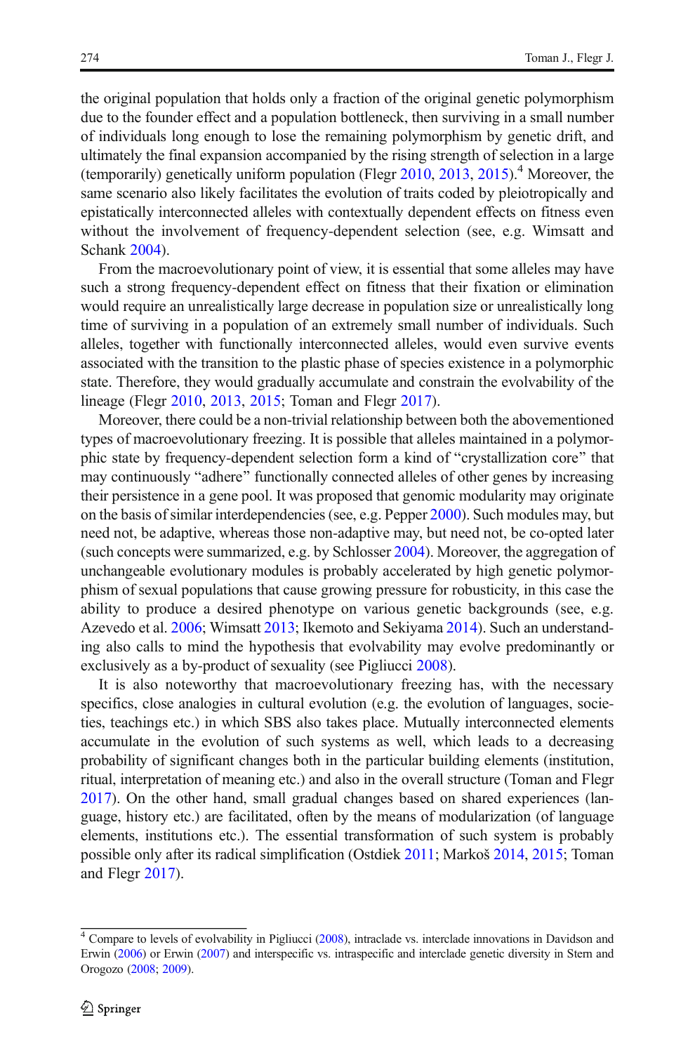the original population that holds only a fraction of the original genetic polymorphism due to the founder effect and a population bottleneck, then surviving in a small number of individuals long enough to lose the remaining polymorphism by genetic drift, and ultimately the final expansion accompanied by the rising strength of selection in a large (temporarily) genetically uniform population (Flegr 2010, 2013, 2015).[4] Moreover, the same scenario also likely facilitates the evolution of traits coded by pleiotropically and epistatically interconnected alleles with contextually dependent effects on fitness even without the involvement of frequency-dependent selection (see, e.g. Wimsatt and Schank 2004).

From the macroevolutionary point of view, it is essential that some alleles may have such a strong frequency-dependent effect on fitness that their fixation or elimination would require an unrealistically large decrease in population size or unrealistically long time of surviving in a population of an extremely small number of individuals. Such alleles, together with functionally interconnected alleles, would even survive events associated with the transition to the plastic phase of species existence in a polymorphic state. Therefore, they would gradually accumulate and constrain the evolvability of the lineage (Flegr 2010, 2013, 2015; Toman and Flegr 2017).

Moreover, there could be a non-trivial relationship between both the abovementioned types of macroevolutionary freezing. It is possible that alleles maintained in a polymorphic state by frequency-dependent selection form a kind of "crystallization core" that may continuously "adhere" functionally connected alleles of other genes by increasing their persistence in a gene pool. It was proposed that genomic modularity may originate on the basis of similar interdependencies (see, e.g. Pepper 2000). Such modules may, but need not, be adaptive, whereas those non-adaptive may, but need not, be co-opted later (such concepts were summarized, e.g. by Schlosser 2004). Moreover, the aggregation of unchangeable evolutionary modules is probably accelerated by high genetic polymorphism of sexual populations that cause growing pressure for robusticity, in this case the ability to produce a desired phenotype on various genetic backgrounds (see, e.g. Azevedo et al. 2006; Wimsatt 2013; Ikemoto and Sekiyama 2014). Such an understanding also calls to mind the hypothesis that evolvability may evolve predominantly or exclusively as a by-product of sexuality (see Pigliucci 2008).

It is also noteworthy that macroevolutionary freezing has, with the necessary specifics, close analogies in cultural evolution (e.g. the evolution of languages, societies, teachings etc.) in which SBS also takes place. Mutually interconnected elements accumulate in the evolution of such systems as well, which leads to a decreasing probability of significant changes both in the particular building elements (institution, ritual, interpretation of meaning etc.) and also in the overall structure (Toman and Flegr 2017). On the other hand, small gradual changes based on shared experiences (language, history etc.) are facilitated, often by the means of modularization (of language elements, institutions etc.). The essential transformation of such system is probably possible only after its radical simplification (Ostdiek 2011; Markoš 2014, 2015; Toman and Flegr 2017).

[4] Compare to levels of evolvability in Pigliucci (2008), intraclade vs. interclade innovations in Davidson and Erwin (2006) or Erwin (2007) and interspecific vs. intraspecific and interclade genetic diversity in Stern and Orogozo (2008; 2009).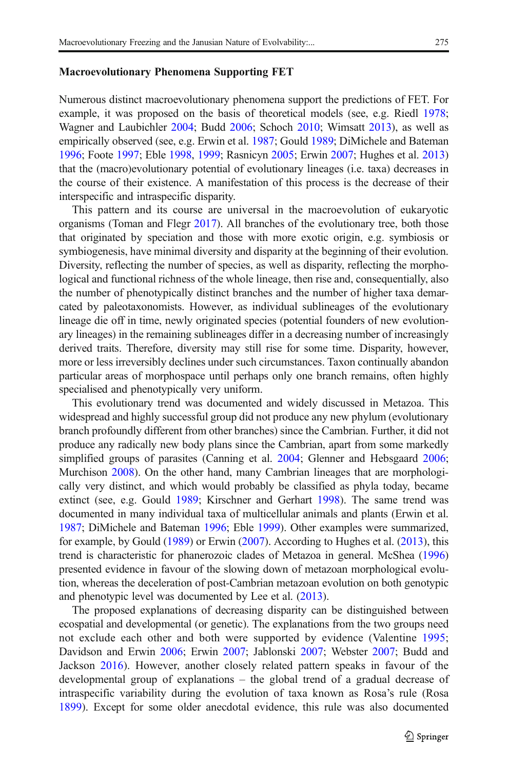### Macroevolutionary Phenomena Supporting FET

Numerous distinct macroevolutionary phenomena support the predictions of FET. For example, it was proposed on the basis of theoretical models (see, e.g. Riedl 1978; Wagner and Laubichler 2004; Budd 2006; Schoch 2010; Wimsatt 2013), as well as empirically observed (see, e.g. Erwin et al. 1987; Gould 1989; DiMichele and Bateman 1996; Foote 1997; Eble 1998, 1999; Rasnicyn 2005; Erwin 2007; Hughes et al. 2013) that the (macro)evolutionary potential of evolutionary lineages (i.e. taxa) decreases in the course of their existence. A manifestation of this process is the decrease of their interspecific and intraspecific disparity.

This pattern and its course are universal in the macroevolution of eukaryotic organisms (Toman and Flegr 2017). All branches of the evolutionary tree, both those that originated by speciation and those with more exotic origin, e.g. symbiosis or symbiogenesis, have minimal diversity and disparity at the beginning of their evolution. Diversity, reflecting the number of species, as well as disparity, reflecting the morphological and functional richness of the whole lineage, then rise and, consequentially, also the number of phenotypically distinct branches and the number of higher taxa demarcated by paleotaxonomists. However, as individual sublineages of the evolutionary lineage die off in time, newly originated species (potential founders of new evolutionary lineages) in the remaining sublineages differ in a decreasing number of increasingly derived traits. Therefore, diversity may still rise for some time. Disparity, however, more or less irreversibly declines under such circumstances. Taxon continually abandon particular areas of morphospace until perhaps only one branch remains, often highly specialised and phenotypically very uniform.

This evolutionary trend was documented and widely discussed in Metazoa. This widespread and highly successful group did not produce any new phylum (evolutionary branch profoundly different from other branches) since the Cambrian. Further, it did not produce any radically new body plans since the Cambrian, apart from some markedly simplified groups of parasites (Canning et al. 2004; Glenner and Hebsgaard 2006; Murchison 2008). On the other hand, many Cambrian lineages that are morphologically very distinct, and which would probably be classified as phyla today, became extinct (see, e.g. Gould 1989; Kirschner and Gerhart 1998). The same trend was documented in many individual taxa of multicellular animals and plants (Erwin et al. 1987; DiMichele and Bateman 1996; Eble 1999). Other examples were summarized, for example, by Gould (1989) or Erwin (2007). According to Hughes et al. (2013), this trend is characteristic for phanerozoic clades of Metazoa in general. McShea (1996) presented evidence in favour of the slowing down of metazoan morphological evolution, whereas the deceleration of post-Cambrian metazoan evolution on both genotypic and phenotypic level was documented by Lee et al. (2013).

The proposed explanations of decreasing disparity can be distinguished between ecospatial and developmental (or genetic). The explanations from the two groups need not exclude each other and both were supported by evidence (Valentine 1995; Davidson and Erwin 2006; Erwin 2007; Jablonski 2007; Webster 2007; Budd and Jackson 2016). However, another closely related pattern speaks in favour of the developmental group of explanations – the global trend of a gradual decrease of intraspecific variability during the evolution of taxa known as Rosa's rule (Rosa 1899). Except for some older anecdotal evidence, this rule was also documented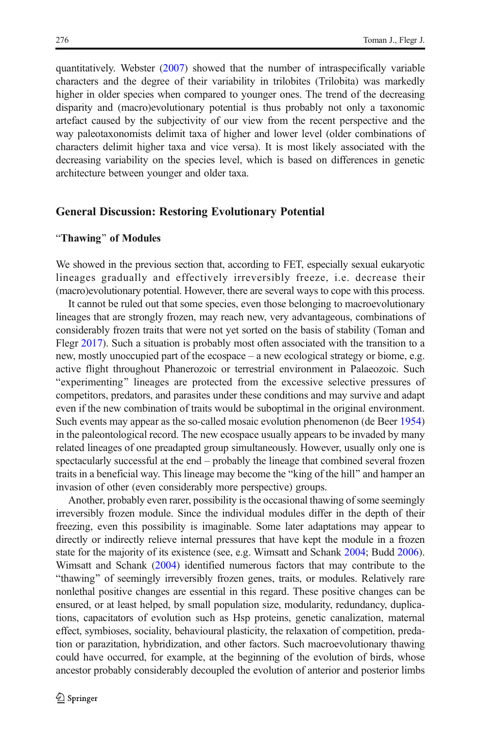quantitatively. Webster (2007) showed that the number of intraspecifically variable characters and the degree of their variability in trilobites (Trilobita) was markedly higher in older species when compared to younger ones. The trend of the decreasing disparity and (macro)evolutionary potential is thus probably not only a taxonomic artefact caused by the subjectivity of our view from the recent perspective and the way paleotaxonomists delimit taxa of higher and lower level (older combinations of characters delimit higher taxa and vice versa). It is most likely associated with the decreasing variability on the species level, which is based on differences in genetic architecture between younger and older taxa.

## General Discussion: Restoring Evolutionary Potential

### "Thawing" of Modules

We showed in the previous section that, according to FET, especially sexual eukaryotic lineages gradually and effectively irreversibly freeze, i.e. decrease their (macro)evolutionary potential. However, there are several ways to cope with this process.

It cannot be ruled out that some species, even those belonging to macroevolutionary lineages that are strongly frozen, may reach new, very advantageous, combinations of considerably frozen traits that were not yet sorted on the basis of stability (Toman and Flegr 2017). Such a situation is probably most often associated with the transition to a new, mostly unoccupied part of the ecospace – a new ecological strategy or biome, e.g. active flight throughout Phanerozoic or terrestrial environment in Palaeozoic. Such "experimenting" lineages are protected from the excessive selective pressures of competitors, predators, and parasites under these conditions and may survive and adapt even if the new combination of traits would be suboptimal in the original environment. Such events may appear as the so-called mosaic evolution phenomenon (de Beer 1954) in the paleontological record. The new ecospace usually appears to be invaded by many related lineages of one preadapted group simultaneously. However, usually only one is spectacularly successful at the end – probably the lineage that combined several frozen traits in a beneficial way. This lineage may become the "king of the hill" and hamper an invasion of other (even considerably more perspective) groups.

Another, probably even rarer, possibility is the occasional thawing of some seemingly irreversibly frozen module. Since the individual modules differ in the depth of their freezing, even this possibility is imaginable. Some later adaptations may appear to directly or indirectly relieve internal pressures that have kept the module in a frozen state for the majority of its existence (see, e.g. Wimsatt and Schank 2004; Budd 2006). Wimsatt and Schank (2004) identified numerous factors that may contribute to the "thawing" of seemingly irreversibly frozen genes, traits, or modules. Relatively rare nonlethal positive changes are essential in this regard. These positive changes can be ensured, or at least helped, by small population size, modularity, redundancy, duplications, capacitators of evolution such as Hsp proteins, genetic canalization, maternal effect, symbioses, sociality, behavioural plasticity, the relaxation of competition, predation or parazitation, hybridization, and other factors. Such macroevolutionary thawing could have occurred, for example, at the beginning of the evolution of birds, whose ancestor probably considerably decoupled the evolution of anterior and posterior limbs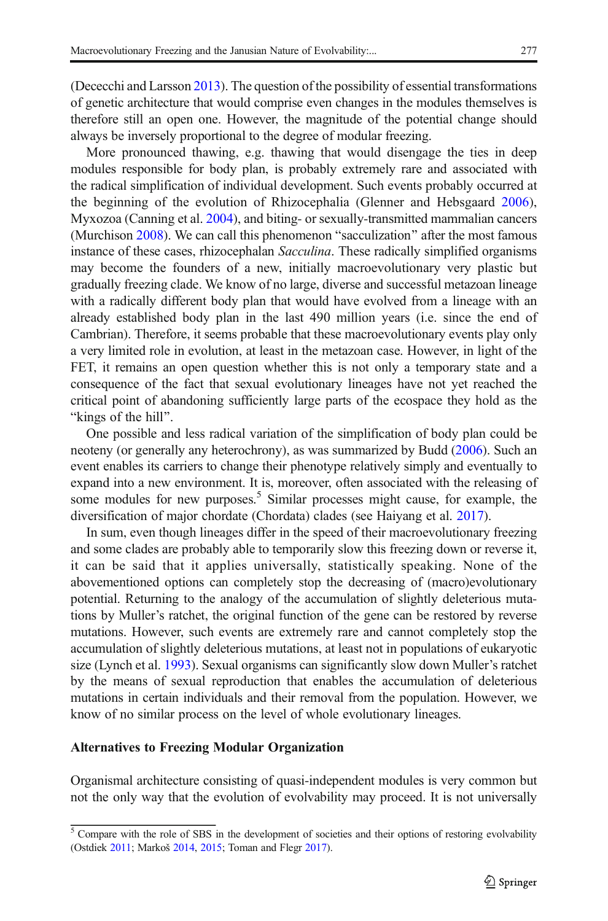(Dececchi and Larsson 2013). The question of the possibility of essential transformations of genetic architecture that would comprise even changes in the modules themselves is therefore still an open one. However, the magnitude of the potential change should always be inversely proportional to the degree of modular freezing.

More pronounced thawing, e.g. thawing that would disengage the ties in deep modules responsible for body plan, is probably extremely rare and associated with the radical simplification of individual development. Such events probably occurred at the beginning of the evolution of Rhizocephalia (Glenner and Hebsgaard 2006), Myxozoa (Canning et al. 2004), and biting- or sexually-transmitted mammalian cancers (Murchison 2008). We can call this phenomenon "sacculization" after the most famous instance of these cases, rhizocephalan *Sacculina*. These radically simplified organisms may become the founders of a new, initially macroevolutionary very plastic but gradually freezing clade. We know of no large, diverse and successful metazoan lineage with a radically different body plan that would have evolved from a lineage with an already established body plan in the last 490 million years (i.e. since the end of Cambrian). Therefore, it seems probable that these macroevolutionary events play only a very limited role in evolution, at least in the metazoan case. However, in light of the FET, it remains an open question whether this is not only a temporary state and a consequence of the fact that sexual evolutionary lineages have not yet reached the critical point of abandoning sufficiently large parts of the ecospace they hold as the "kings of the hill".

One possible and less radical variation of the simplification of body plan could be neoteny (or generally any heterochrony), as was summarized by Budd (2006). Such an event enables its carriers to change their phenotype relatively simply and eventually to expand into a new environment. It is, moreover, often associated with the releasing of some modules for new purposes.[5] Similar processes might cause, for example, the diversification of major chordate (Chordata) clades (see Haiyang et al. 2017).

In sum, even though lineages differ in the speed of their macroevolutionary freezing and some clades are probably able to temporarily slow this freezing down or reverse it, it can be said that it applies universally, statistically speaking. None of the abovementioned options can completely stop the decreasing of (macro)evolutionary potential. Returning to the analogy of the accumulation of slightly deleterious mutations by Muller's ratchet, the original function of the gene can be restored by reverse mutations. However, such events are extremely rare and cannot completely stop the accumulation of slightly deleterious mutations, at least not in populations of eukaryotic size (Lynch et al. 1993). Sexual organisms can significantly slow down Muller's ratchet by the means of sexual reproduction that enables the accumulation of deleterious mutations in certain individuals and their removal from the population. However, we know of no similar process on the level of whole evolutionary lineages.

**Alternatives to Freezing Modular Organization**

Organismal architecture consisting of quasi-independent modules is very common but not the only way that the evolution of evolvability may proceed. It is not universally

[5] Compare with the role of SBS in the development of societies and their options of restoring evolvability (Ostdiek 2011; Markoš 2014, 2015; Toman and Flegr 2017).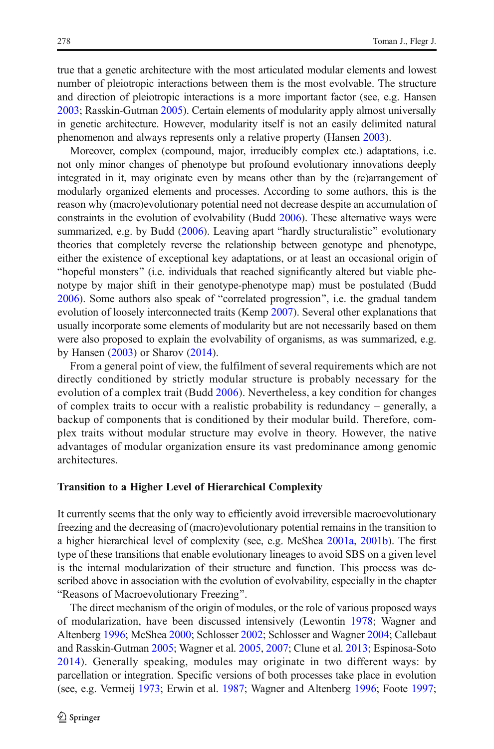true that a genetic architecture with the most articulated modular elements and lowest number of pleiotropic interactions between them is the most evolvable. The structure and direction of pleiotropic interactions is a more important factor (see, e.g. Hansen 2003; Rasskin-Gutman 2005). Certain elements of modularity apply almost universally in genetic architecture. However, modularity itself is not an easily delimited natural phenomenon and always represents only a relative property (Hansen 2003).

Moreover, complex (compound, major, irreducibly complex etc.) adaptations, i.e. not only minor changes of phenotype but profound evolutionary innovations deeply integrated in it, may originate even by means other than by the (re)arrangement of modularly organized elements and processes. According to some authors, this is the reason why (macro)evolutionary potential need not decrease despite an accumulation of constraints in the evolution of evolvability (Budd 2006). These alternative ways were summarized, e.g. by Budd (2006). Leaving apart "hardly structuralistic" evolutionary theories that completely reverse the relationship between genotype and phenotype, either the existence of exceptional key adaptations, or at least an occasional origin of "hopeful monsters" (i.e. individuals that reached significantly altered but viable phenotype by major shift in their genotype-phenotype map) must be postulated (Budd 2006). Some authors also speak of "correlated progression", i.e. the gradual tandem evolution of loosely interconnected traits (Kemp 2007). Several other explanations that usually incorporate some elements of modularity but are not necessarily based on them were also proposed to explain the evolvability of organisms, as was summarized, e.g. by Hansen (2003) or Sharov (2014).

From a general point of view, the fulfilment of several requirements which are not directly conditioned by strictly modular structure is probably necessary for the evolution of a complex trait (Budd 2006). Nevertheless, a key condition for changes of complex traits to occur with a realistic probability is redundancy – generally, a backup of components that is conditioned by their modular build. Therefore, complex traits without modular structure may evolve in theory. However, the native advantages of modular organization ensure its vast predominance among genomic architectures.

#### Transition to a Higher Level of Hierarchical Complexity

It currently seems that the only way to efficiently avoid irreversible macroevolutionary freezing and the decreasing of (macro)evolutionary potential remains in the transition to a higher hierarchical level of complexity (see, e.g. McShea 2001a, 2001b). The first type of these transitions that enable evolutionary lineages to avoid SBS on a given level is the internal modularization of their structure and function. This process was described above in association with the evolution of evolvability, especially in the chapter "Reasons of Macroevolutionary Freezing".

The direct mechanism of the origin of modules, or the role of various proposed ways of modularization, have been discussed intensively (Lewontin 1978; Wagner and Altenberg 1996; McShea 2000; Schlosser 2002; Schlosser and Wagner 2004; Callebaut and Rasskin-Gutman 2005; Wagner et al. 2005, 2007; Clune et al. 2013; Espinosa-Soto 2014). Generally speaking, modules may originate in two different ways: by parcellation or integration. Specific versions of both processes take place in evolution (see, e.g. Vermeij 1973; Erwin et al. 1987; Wagner and Altenberg 1996; Foote 1997;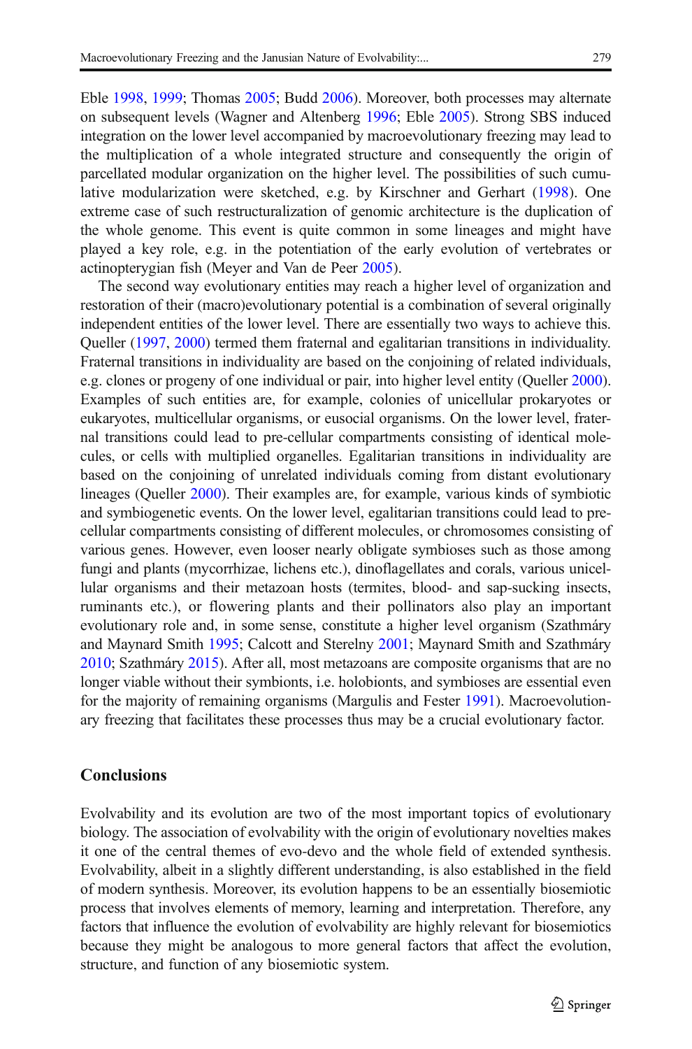Eble 1998, 1999; Thomas 2005; Budd 2006). Moreover, both processes may alternate on subsequent levels (Wagner and Altenberg 1996; Eble 2005). Strong SBS induced integration on the lower level accompanied by macroevolutionary freezing may lead to the multiplication of a whole integrated structure and consequently the origin of parcellated modular organization on the higher level. The possibilities of such cumulative modularization were sketched, e.g. by Kirschner and Gerhart (1998). One extreme case of such restructuralization of genomic architecture is the duplication of the whole genome. This event is quite common in some lineages and might have played a key role, e.g. in the potentiation of the early evolution of vertebrates or actinopterygian fish (Meyer and Van de Peer 2005).

The second way evolutionary entities may reach a higher level of organization and restoration of their (macro)evolutionary potential is a combination of several originally independent entities of the lower level. There are essentially two ways to achieve this. Queller (1997, 2000) termed them fraternal and egalitarian transitions in individuality. Fraternal transitions in individuality are based on the conjoining of related individuals, e.g. clones or progeny of one individual or pair, into higher level entity (Queller 2000). Examples of such entities are, for example, colonies of unicellular prokaryotes or eukaryotes, multicellular organisms, or eusocial organisms. On the lower level, fraternal transitions could lead to pre-cellular compartments consisting of identical molecules, or cells with multiplied organelles. Egalitarian transitions in individuality are based on the conjoining of unrelated individuals coming from distant evolutionary lineages (Queller 2000). Their examples are, for example, various kinds of symbiotic and symbiogenetic events. On the lower level, egalitarian transitions could lead to pre-cellular compartments consisting of different molecules, or chromosomes consisting of various genes. However, even looser nearly obligate symbioses such as those among fungi and plants (mycorrhizae, lichens etc.), dinoflagellates and corals, various unicellular organisms and their metazoan hosts (termites, blood- and sap-sucking insects, ruminants etc.), or flowering plants and their pollinators also play an important evolutionary role and, in some sense, constitute a higher level organism (Szathmáry and Maynard Smith 1995; Calcott and Sterelny 2001; Maynard Smith and Szathmáry 2010; Szathmáry 2015). After all, most metazoans are composite organisms that are no longer viable without their symbionts, i.e. holobionts, and symbioses are essential even for the majority of remaining organisms (Margulis and Fester 1991). Macroevolutionary freezing that facilitates these processes thus may be a crucial evolutionary factor.

## Conclusions

Evolvability and its evolution are two of the most important topics of evolutionary biology. The association of evolvability with the origin of evolutionary novelties makes it one of the central themes of evo-devo and the whole field of extended synthesis. Evolvability, albeit in a slightly different understanding, is also established in the field of modern synthesis. Moreover, its evolution happens to be an essentially biosemiotic process that involves elements of memory, learning and interpretation. Therefore, any factors that influence the evolution of evolvability are highly relevant for biosemiotics because they might be analogous to more general factors that affect the evolution, structure, and function of any biosemiotic system.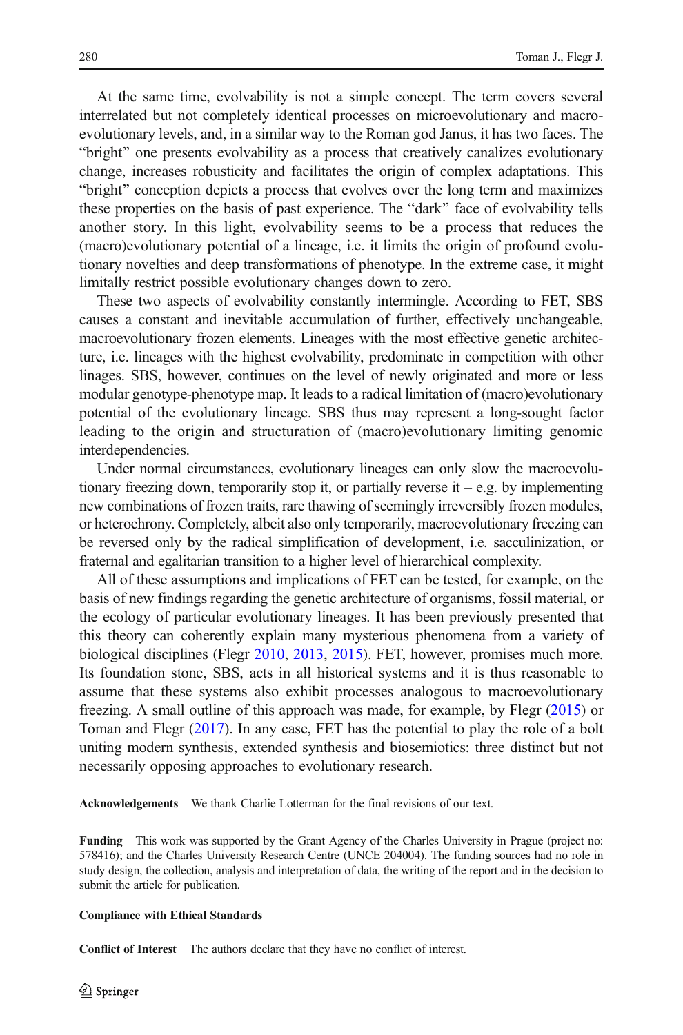At the same time, evolvability is not a simple concept. The term covers several interrelated but not completely identical processes on microevolutionary and macroevolutionary levels, and, in a similar way to the Roman god Janus, it has two faces. The "bright" one presents evolvability as a process that creatively canalizes evolutionary change, increases robusticity and facilitates the origin of complex adaptations. This "bright" conception depicts a process that evolves over the long term and maximizes these properties on the basis of past experience. The "dark" face of evolvability tells another story. In this light, evolvability seems to be a process that reduces the (macro)evolutionary potential of a lineage, i.e. it limits the origin of profound evolutionary novelties and deep transformations of phenotype. In the extreme case, it might limitally restrict possible evolutionary changes down to zero.

These two aspects of evolvability constantly intermingle. According to FET, SBS causes a constant and inevitable accumulation of further, effectively unchangeable, macroevolutionary frozen elements. Lineages with the most effective genetic architecture, i.e. lineages with the highest evolvability, predominate in competition with other linages. SBS, however, continues on the level of newly originated and more or less modular genotype-phenotype map. It leads to a radical limitation of (macro)evolutionary potential of the evolutionary lineage. SBS thus may represent a long-sought factor leading to the origin and structuration of (macro)evolutionary limiting genomic interdependencies.

Under normal circumstances, evolutionary lineages can only slow the macroevolutionary freezing down, temporarily stop it, or partially reverse it – e.g. by implementing new combinations of frozen traits, rare thawing of seemingly irreversibly frozen modules, or heterochrony. Completely, albeit also only temporarily, macroevolutionary freezing can be reversed only by the radical simplification of development, i.e. sacculinization, or fraternal and egalitarian transition to a higher level of hierarchical complexity.

All of these assumptions and implications of FET can be tested, for example, on the basis of new findings regarding the genetic architecture of organisms, fossil material, or the ecology of particular evolutionary lineages. It has been previously presented that this theory can coherently explain many mysterious phenomena from a variety of biological disciplines (Flegr 2010, 2013, 2015). FET, however, promises much more. Its foundation stone, SBS, acts in all historical systems and it is thus reasonable to assume that these systems also exhibit processes analogous to macroevolutionary freezing. A small outline of this approach was made, for example, by Flegr (2015) or Toman and Flegr (2017). In any case, FET has the potential to play the role of a bolt uniting modern synthesis, extended synthesis and biosemiotics: three distinct but not necessarily opposing approaches to evolutionary research.

**Acknowledgements** We thank Charlie Lotterman for the final revisions of our text.

**Funding** This work was supported by the Grant Agency of the Charles University in Prague (project no: 578416); and the Charles University Research Centre (UNCE 204004). The funding sources had no role in study design, the collection, analysis and interpretation of data, the writing of the report and in the decision to submit the article for publication.

**Compliance with Ethical Standards**

**Conflict of Interest** The authors declare that they have no conflict of interest.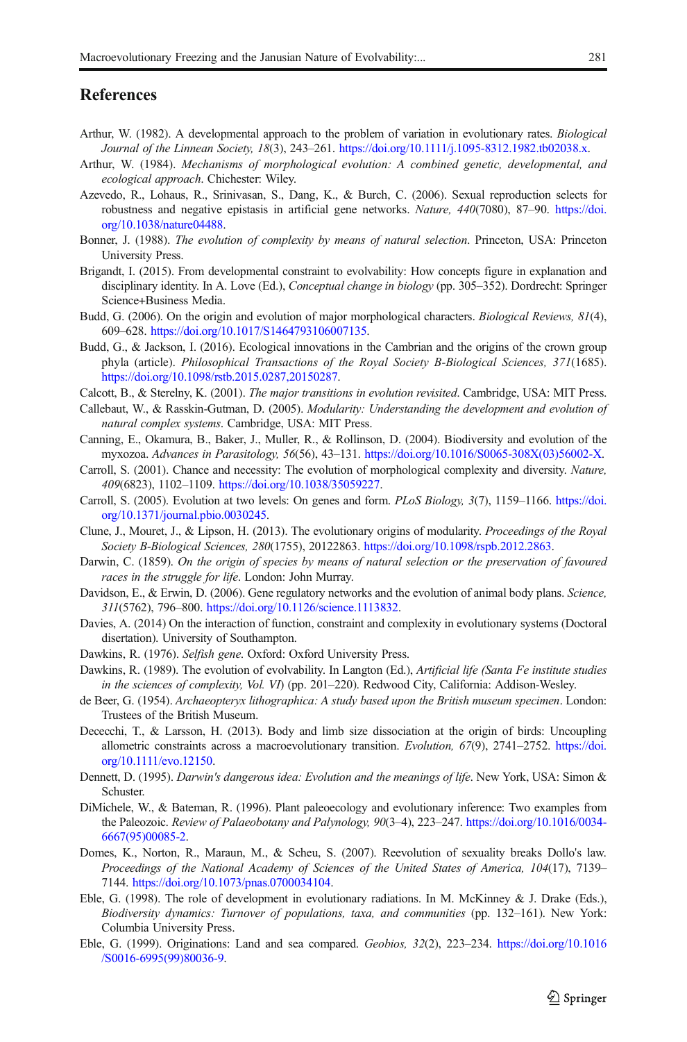## References

Arthur, W. (1982). A developmental approach to the problem of variation in evolutionary rates. *Biological Journal of the Linnean Society, 18*(3), 243–261. https://doi.org/10.1111/j.1095-8312.1982.tb02038.x.

Arthur, W. (1984). *Mechanisms of morphological evolution: A combined genetic, developmental, and ecological approach*. Chichester: Wiley.

Azevedo, R., Lohaus, R., Srinivasan, S., Dang, K., & Burch, C. (2006). Sexual reproduction selects for robustness and negative epistasis in artificial gene networks. *Nature, 440*(7080), 87–90. https://doi.org/10.1038/nature04488.

Bonner, J. (1988). *The evolution of complexity by means of natural selection*. Princeton, USA: Princeton University Press.

Brigandt, I. (2015). From developmental constraint to evolvability: How concepts figure in explanation and disciplinary identity. In A. Love (Ed.), *Conceptual change in biology* (pp. 305–352). Dordrecht: Springer Science+Business Media.

Budd, G. (2006). On the origin and evolution of major morphological characters. *Biological Reviews, 81*(4), 609–628. https://doi.org/10.1017/S1464793106007135.

Budd, G., & Jackson, I. (2016). Ecological innovations in the Cambrian and the origins of the crown group phyla (article). *Philosophical Transactions of the Royal Society B-Biological Sciences, 371*(1685). https://doi.org/10.1098/rstb.2015.0287,20150287.

Calcott, B., & Sterelny, K. (2001). *The major transitions in evolution revisited*. Cambridge, USA: MIT Press.

Callebaut, W., & Rasskin-Gutman, D. (2005). *Modularity: Understanding the development and evolution of natural complex systems*. Cambridge, USA: MIT Press.

Canning, E., Okamura, B., Baker, J., Muller, R., & Rollinson, D. (2004). Biodiversity and evolution of the myxozoa. *Advances in Parasitology, 56*(56), 43–131. https://doi.org/10.1016/S0065-308X(03)56002-X.

Carroll, S. (2001). Chance and necessity: The evolution of morphological complexity and diversity. *Nature, 409*(6823), 1102–1109. https://doi.org/10.1038/35059227.

Carroll, S. (2005). Evolution at two levels: On genes and form. *PLoS Biology, 3*(7), 1159–1166. https://doi.org/10.1371/journal.pbio.0030245.

Clune, J., Mouret, J., & Lipson, H. (2013). The evolutionary origins of modularity. *Proceedings of the Royal Society B-Biological Sciences, 280*(1755), 20122863. https://doi.org/10.1098/rspb.2012.2863.

Darwin, C. (1859). *On the origin of species by means of natural selection or the preservation of favoured races in the struggle for life*. London: John Murray.

Davidson, E., & Erwin, D. (2006). Gene regulatory networks and the evolution of animal body plans. *Science, 311*(5762), 796–800. https://doi.org/10.1126/science.1113832.

Davies, A. (2014) On the interaction of function, constraint and complexity in evolutionary systems (Doctoral disertation). University of Southampton.

Dawkins, R. (1976). *Selfish gene*. Oxford: Oxford University Press.

Dawkins, R. (1989). The evolution of evolvability. In Langton (Ed.), *Artificial life (Santa Fe institute studies in the sciences of complexity, Vol. VI)* (pp. 201–220). Redwood City, California: Addison-Wesley.

de Beer, G. (1954). *Archaeopteryx lithographica: A study based upon the British museum specimen*. London: Trustees of the British Museum.

Dececchi, T., & Larsson, H. (2013). Body and limb size dissociation at the origin of birds: Uncoupling allometric constraints across a macroevolutionary transition. *Evolution, 67*(9), 2741–2752. https://doi.org/10.1111/evo.12150.

Dennett, D. (1995). *Darwin's dangerous idea: Evolution and the meanings of life*. New York, USA: Simon & Schuster.

DiMichele, W., & Bateman, R. (1996). Plant paleoecology and evolutionary inference: Two examples from the Paleozoic. *Review of Palaeobotany and Palynology, 90*(3–4), 223–247. https://doi.org/10.1016/0034-6667(95)00085-2.

Domes, K., Norton, R., Maraun, M., & Scheu, S. (2007). Reevolution of sexuality breaks Dollo's law. *Proceedings of the National Academy of Sciences of the United States of America, 104*(17), 7139–7144. https://doi.org/10.1073/pnas.0700034104.

Eble, G. (1998). The role of development in evolutionary radiations. In M. McKinney & J. Drake (Eds.), *Biodiversity dynamics: Turnover of populations, taxa, and communities* (pp. 132–161). New York: Columbia University Press.

Eble, G. (1999). Originations: Land and sea compared. *Geobios, 32*(2), 223–234. https://doi.org/10.1016/S0016-6995(99)80036-9.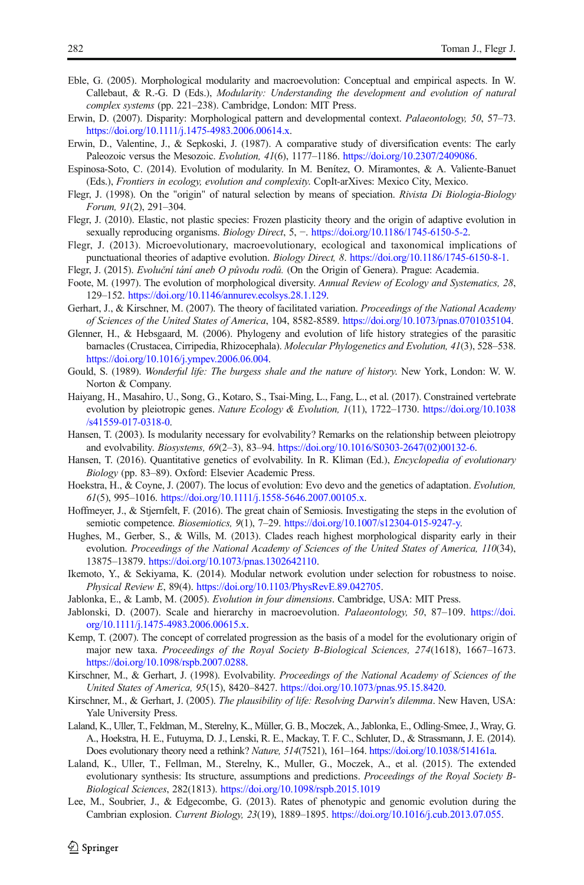Eble, G. (2005). Morphological modularity and macroevolution: Conceptual and empirical aspects. In W. Callebaut, & R.-G. D (Eds.), *Modularity: Understanding the development and evolution of natural complex systems* (pp. 221–238). Cambridge, London: MIT Press.

Erwin, D. (2007). Disparity: Morphological pattern and developmental context. *Palaeontology, 50*, 57–73. https://doi.org/10.1111/j.1475-4983.2006.00614.x.

Erwin, D., Valentine, J., & Sepkoski, J. (1987). A comparative study of diversification events: The early Paleozoic versus the Mesozoic. *Evolution, 41*(6), 1177–1186. https://doi.org/10.2307/2409086.

Espinosa-Soto, C. (2014). Evolution of modularity. In M. Benítez, O. Miramontes, & A. Valiente-Banuet (Eds.), *Frontiers in ecology, evolution and complexity.* CopIt-arXives: Mexico City, Mexico.

Flegr, J. (1998). On the "origin" of natural selection by means of speciation. *Rivista Di Biologia-Biology Forum, 91*(2), 291–304.

Flegr, J. (2010). Elastic, not plastic species: Frozen plasticity theory and the origin of adaptive evolution in sexually reproducing organisms. *Biology Direct*, 5, −. https://doi.org/10.1186/1745-6150-5-2.

Flegr, J. (2013). Microevolutionary, macroevolutionary, ecological and taxonomical implications of punctuational theories of adaptive evolution. *Biology Direct, 8*. https://doi.org/10.1186/1745-6150-8-1.

Flegr, J. (2015). *Evoluční tání aneb O původu rodů.* (On the Origin of Genera). Prague: Academia.

Foote, M. (1997). The evolution of morphological diversity. *Annual Review of Ecology and Systematics, 28*, 129–152. https://doi.org/10.1146/annurev.ecolsys.28.1.129.

Gerhart, J., & Kirschner, M. (2007). The theory of facilitated variation. *Proceedings of the National Academy of Sciences of the United States of America*, 104, 8582-8589. https://doi.org/10.1073/pnas.0701035104.

Glenner, H., & Hebsgaard, M. (2006). Phylogeny and evolution of life history strategies of the parasitic barnacles (Crustacea, Cirripedia, Rhizocephala). *Molecular Phylogenetics and Evolution, 41*(3), 528–538. https://doi.org/10.1016/j.ympev.2006.06.004.

Gould, S. (1989). *Wonderful life: The burgess shale and the nature of history.* New York, London: W. W. Norton & Company.

Haiyang, H., Masahiro, U., Song, G., Kotaro, S., Tsai-Ming, L., Fang, L., et al. (2017). Constrained vertebrate evolution by pleiotropic genes. *Nature Ecology & Evolution, 1*(11), 1722–1730. https://doi.org/10.1038/s41559-017-0318-0.

Hansen, T. (2003). Is modularity necessary for evolvability? Remarks on the relationship between pleiotropy and evolvability. *Biosystems, 69*(2–3), 83–94. https://doi.org/10.1016/S0303-2647(02)00132-6.

Hansen, T. (2016). Quantitative genetics of evolvability. In R. Kliman (Ed.), *Encyclopedia of evolutionary Biology* (pp. 83–89). Oxford: Elsevier Academic Press.

Hoekstra, H., & Coyne, J. (2007). The locus of evolution: Evo devo and the genetics of adaptation. *Evolution, 61*(5), 995–1016. https://doi.org/10.1111/j.1558-5646.2007.00105.x.

Hoffmeyer, J., & Stjernfelt, F. (2016). The great chain of Semiosis. Investigating the steps in the evolution of semiotic competence. *Biosemiotics, 9*(1), 7–29. https://doi.org/10.1007/s12304-015-9247-y.

Hughes, M., Gerber, S., & Wills, M. (2013). Clades reach highest morphological disparity early in their evolution. *Proceedings of the National Academy of Sciences of the United States of America, 110*(34), 13875–13879. https://doi.org/10.1073/pnas.1302642110.

Ikemoto, Y., & Sekiyama, K. (2014). Modular network evolution under selection for robustness to noise. *Physical Review E*, 89(4). https://doi.org/10.1103/PhysRevE.89.042705.

Jablonka, E., & Lamb, M. (2005). *Evolution in four dimensions*. Cambridge, USA: MIT Press.

Jablonski, D. (2007). Scale and hierarchy in macroevolution. *Palaeontology, 50*, 87–109. https://doi.org/10.1111/j.1475-4983.2006.00615.x.

Kemp, T. (2007). The concept of correlated progression as the basis of a model for the evolutionary origin of major new taxa. *Proceedings of the Royal Society B-Biological Sciences, 274*(1618), 1667–1673. https://doi.org/10.1098/rspb.2007.0288.

Kirschner, M., & Gerhart, J. (1998). Evolvability. *Proceedings of the National Academy of Sciences of the United States of America, 95*(15), 8420–8427. https://doi.org/10.1073/pnas.95.15.8420.

Kirschner, M., & Gerhart, J. (2005). *The plausibility of life: Resolving Darwin's dilemma*. New Haven, USA: Yale University Press.

Laland, K., Uller, T., Feldman, M., Sterelny, K., Müller, G. B., Moczek, A., Jablonka, E., Odling-Smee, J., Wray, G. A., Hoekstra, H. E., Futuyma, D. J., Lenski, R. E., Mackay, T. F. C., Schluter, D., & Strassmann, J. E. (2014). Does evolutionary theory need a rethink? *Nature, 514*(7521), 161–164. https://doi.org/10.1038/514161a.

Laland, K., Uller, T., Fellman, M., Sterelny, K., Muller, G., Moczek, A., et al. (2015). The extended evolutionary synthesis: Its structure, assumptions and predictions. *Proceedings of the Royal Society B-Biological Sciences*, 282(1813). https://doi.org/10.1098/rspb.2015.1019

Lee, M., Soubrier, J., & Edgecombe, G. (2013). Rates of phenotypic and genomic evolution during the Cambrian explosion. *Current Biology, 23*(19), 1889–1895. https://doi.org/10.1016/j.cub.2013.07.055.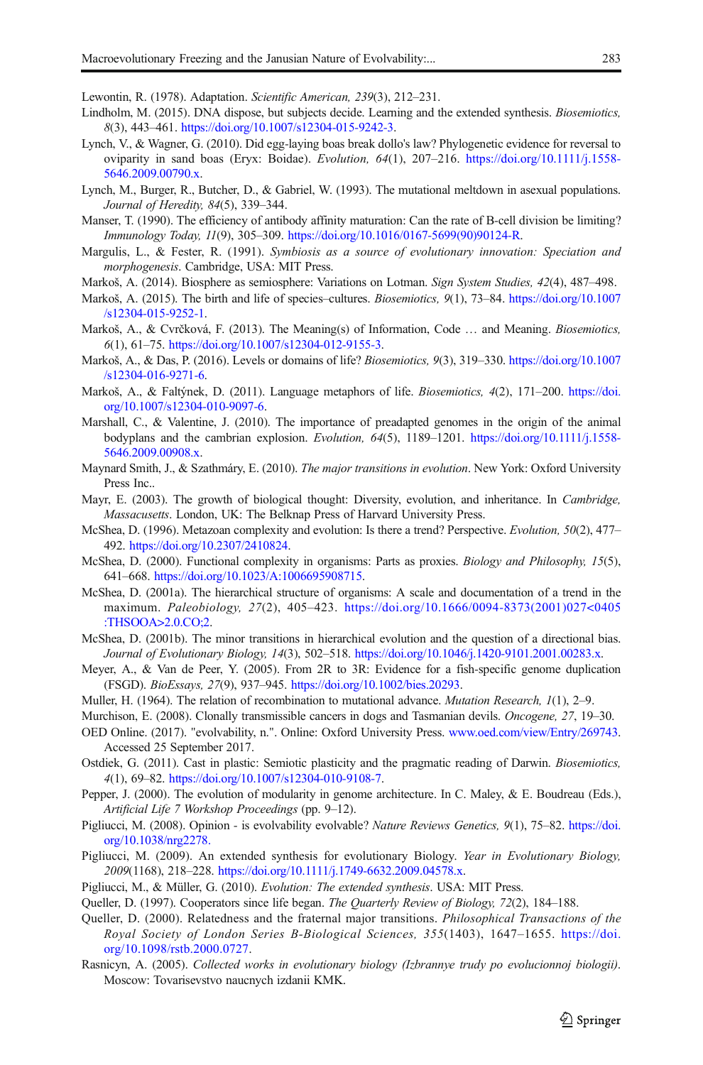Lewontin, R. (1978). Adaptation. *Scientific American, 239*(3), 212–231.

Lindholm, M. (2015). DNA dispose, but subjects decide. Learning and the extended synthesis. *Biosemiotics, 8*(3), 443–461. https://doi.org/10.1007/s12304-015-9242-3.

Lynch, V., & Wagner, G. (2010). Did egg-laying boas break dollo's law? Phylogenetic evidence for reversal to oviparity in sand boas (Eryx: Boidae). *Evolution, 64*(1), 207–216. https://doi.org/10.1111/j.1558-5646.2009.00790.x.

Lynch, M., Burger, R., Butcher, D., & Gabriel, W. (1993). The mutational meltdown in asexual populations. *Journal of Heredity, 84*(5), 339–344.

Manser, T. (1990). The efficiency of antibody affinity maturation: Can the rate of B-cell division be limiting? *Immunology Today, 11*(9), 305–309. https://doi.org/10.1016/0167-5699(90)90124-R.

Margulis, L., & Fester, R. (1991). *Symbiosis as a source of evolutionary innovation: Speciation and morphogenesis*. Cambridge, USA: MIT Press.

Markoš, A. (2014). Biosphere as semiosphere: Variations on Lotman. *Sign System Studies, 42*(4), 487–498.

Markoš, A. (2015). The birth and life of species–cultures. *Biosemiotics, 9*(1), 73–84. https://doi.org/10.1007/s12304-015-9252-1.

Markoš, A., & Cvrčková, F. (2013). The Meaning(s) of Information, Code … and Meaning. *Biosemiotics, 6*(1), 61–75. https://doi.org/10.1007/s12304-012-9155-3.

Markoš, A., & Das, P. (2016). Levels or domains of life? *Biosemiotics, 9*(3), 319–330. https://doi.org/10.1007/s12304-016-9271-6.

Markoš, A., & Faltýnek, D. (2011). Language metaphors of life. *Biosemiotics, 4*(2), 171–200. https://doi.org/10.1007/s12304-010-9097-6.

Marshall, C., & Valentine, J. (2010). The importance of preadapted genomes in the origin of the animal bodyplans and the cambrian explosion. *Evolution, 64*(5), 1189–1201. https://doi.org/10.1111/j.1558-5646.2009.00908.x.

Maynard Smith, J., & Szathmáry, E. (2010). *The major transitions in evolution*. New York: Oxford University Press Inc..

Mayr, E. (2003). The growth of biological thought: Diversity, evolution, and inheritance. In *Cambridge, Massacusetts*. London, UK: The Belknap Press of Harvard University Press.

McShea, D. (1996). Metazoan complexity and evolution: Is there a trend? Perspective. *Evolution, 50*(2), 477–492. https://doi.org/10.2307/2410824.

McShea, D. (2000). Functional complexity in organisms: Parts as proxies. *Biology and Philosophy, 15*(5), 641–668. https://doi.org/10.1023/A:1006695908715.

McShea, D. (2001a). The hierarchical structure of organisms: A scale and documentation of a trend in the maximum. *Paleobiology, 27*(2), 405–423. https://doi.org/10.1666/0094-8373(2001)027<0405:THSOOA>2.0.CO;2.

McShea, D. (2001b). The minor transitions in hierarchical evolution and the question of a directional bias. *Journal of Evolutionary Biology, 14*(3), 502–518. https://doi.org/10.1046/j.1420-9101.2001.00283.x.

Meyer, A., & Van de Peer, Y. (2005). From 2R to 3R: Evidence for a fish-specific genome duplication (FSGD). *BioEssays, 27*(9), 937–945. https://doi.org/10.1002/bies.20293.

Muller, H. (1964). The relation of recombination to mutational advance. *Mutation Research, 1*(1), 2–9.

Murchison, E. (2008). Clonally transmissible cancers in dogs and Tasmanian devils. *Oncogene, 27*, 19–30.

OED Online. (2017). "evolvability, n.". Online: Oxford University Press. www.oed.com/view/Entry/269743. Accessed 25 September 2017.

Ostdiek, G. (2011). Cast in plastic: Semiotic plasticity and the pragmatic reading of Darwin. *Biosemiotics, 4*(1), 69–82. https://doi.org/10.1007/s12304-010-9108-7.

Pepper, J. (2000). The evolution of modularity in genome architecture. In C. Maley, & E. Boudreau (Eds.), *Artificial Life 7 Workshop Proceedings* (pp. 9–12).

Pigliucci, M. (2008). Opinion - is evolvability evolvable? *Nature Reviews Genetics, 9*(1), 75–82. https://doi.org/10.1038/nrg2278.

Pigliucci, M. (2009). An extended synthesis for evolutionary Biology. *Year in Evolutionary Biology, 2009*(1168), 218–228. https://doi.org/10.1111/j.1749-6632.2009.04578.x.

Pigliucci, M., & Müller, G. (2010). *Evolution: The extended synthesis*. USA: MIT Press.

Queller, D. (1997). Cooperators since life began. *The Quarterly Review of Biology, 72*(2), 184–188.

Queller, D. (2000). Relatedness and the fraternal major transitions. *Philosophical Transactions of the Royal Society of London Series B-Biological Sciences, 355*(1403), 1647–1655. https://doi.org/10.1098/rstb.2000.0727.

Rasnicyn, A. (2005). *Collected works in evolutionary biology (Izbrannye trudy po evolucionnoj biologii)*. Moscow: Tovarisevstvo naucnych izdanii KMK.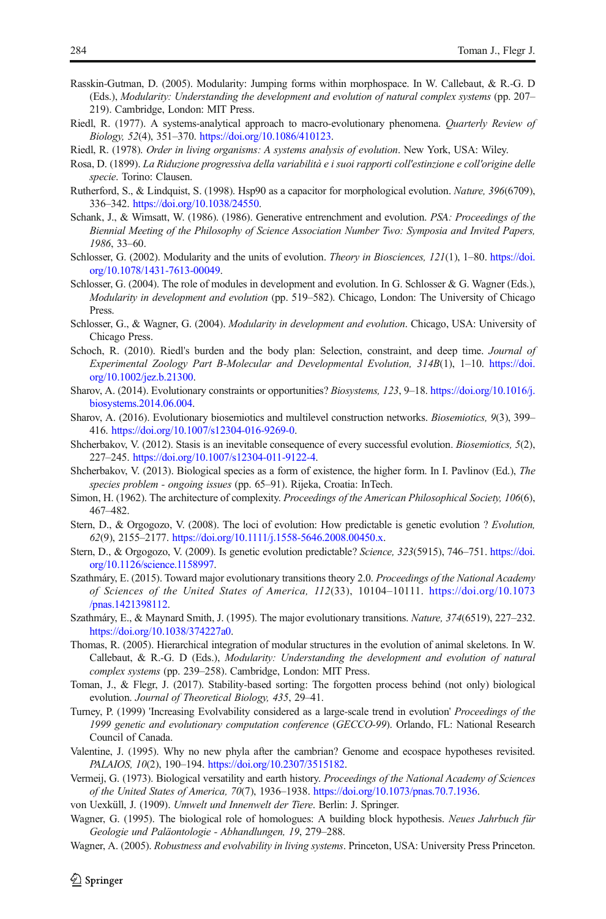Rasskin-Gutman, D. (2005). Modularity: Jumping forms within morphospace. In W. Callebaut, & R.-G. D (Eds.), *Modularity: Understanding the development and evolution of natural complex systems* (pp. 207–219). Cambridge, London: MIT Press.

Riedl, R. (1977). A systems-analytical approach to macro-evolutionary phenomena. *Quarterly Review of Biology, 52*(4), 351–370. https://doi.org/10.1086/410123.

Riedl, R. (1978). *Order in living organisms: A systems analysis of evolution*. New York, USA: Wiley.

Rosa, D. (1899). *La Riduzione progressiva della variabilità e i suoi rapporti coll'estinzione e coll'origine delle specie*. Torino: Clausen.

Rutherford, S., & Lindquist, S. (1998). Hsp90 as a capacitor for morphological evolution. *Nature, 396*(6709), 336–342. https://doi.org/10.1038/24550.

Schank, J., & Wimsatt, W. (1986). (1986). Generative entrenchment and evolution. *PSA: Proceedings of the Biennial Meeting of the Philosophy of Science Association Number Two: Symposia and Invited Papers, 1986*, 33–60.

Schlosser, G. (2002). Modularity and the units of evolution. *Theory in Biosciences, 121*(1), 1–80. https://doi.org/10.1078/1431-7613-00049.

Schlosser, G. (2004). The role of modules in development and evolution. In G. Schlosser & G. Wagner (Eds.), *Modularity in development and evolution* (pp. 519–582). Chicago, London: The University of Chicago Press.

Schlosser, G., & Wagner, G. (2004). *Modularity in development and evolution*. Chicago, USA: University of Chicago Press.

Schoch, R. (2010). Riedl's burden and the body plan: Selection, constraint, and deep time. *Journal of Experimental Zoology Part B-Molecular and Developmental Evolution, 314B*(1), 1–10. https://doi.org/10.1002/jez.b.21300.

Sharov, A. (2014). Evolutionary constraints or opportunities? *Biosystems, 123*, 9–18. https://doi.org/10.1016/j.biosystems.2014.06.004.

Sharov, A. (2016). Evolutionary biosemiotics and multilevel construction networks. *Biosemiotics, 9*(3), 399–416. https://doi.org/10.1007/s12304-016-9269-0.

Shcherbakov, V. (2012). Stasis is an inevitable consequence of every successful evolution. *Biosemiotics, 5*(2), 227–245. https://doi.org/10.1007/s12304-011-9122-4.

Shcherbakov, V. (2013). Biological species as a form of existence, the higher form. In I. Pavlinov (Ed.), *The species problem - ongoing issues* (pp. 65–91). Rijeka, Croatia: InTech.

Simon, H. (1962). The architecture of complexity. *Proceedings of the American Philosophical Society, 106*(6), 467–482.

Stern, D., & Orgogozo, V. (2008). The loci of evolution: How predictable is genetic evolution ? *Evolution, 62*(9), 2155–2177. https://doi.org/10.1111/j.1558-5646.2008.00450.x.

Stern, D., & Orgogozo, V. (2009). Is genetic evolution predictable? *Science, 323*(5915), 746–751. https://doi.org/10.1126/science.1158997.

Szathmáry, E. (2015). Toward major evolutionary transitions theory 2.0. *Proceedings of the National Academy of Sciences of the United States of America, 112*(33), 10104–10111. https://doi.org/10.1073/pnas.1421398112.

Szathmáry, E., & Maynard Smith, J. (1995). The major evolutionary transitions. *Nature, 374*(6519), 227–232. https://doi.org/10.1038/374227a0.

Thomas, R. (2005). Hierarchical integration of modular structures in the evolution of animal skeletons. In W. Callebaut, & R.-G. D (Eds.), *Modularity: Understanding the development and evolution of natural complex systems* (pp. 239–258). Cambridge, London: MIT Press.

Toman, J., & Flegr, J. (2017). Stability-based sorting: The forgotten process behind (not only) biological evolution. *Journal of Theoretical Biology, 435*, 29–41.

Turney, P. (1999) 'Increasing Evolvability considered as a large-scale trend in evolution' *Proceedings of the 1999 genetic and evolutionary computation conference* (*GECCO-99*). Orlando, FL: National Research Council of Canada.

Valentine, J. (1995). Why no new phyla after the cambrian? Genome and ecospace hypotheses revisited. *PALAIOS, 10*(2), 190–194. https://doi.org/10.2307/3515182.

Vermeij, G. (1973). Biological versatility and earth history. *Proceedings of the National Academy of Sciences of the United States of America, 70*(7), 1936–1938. https://doi.org/10.1073/pnas.70.7.1936.

von Uexküll, J. (1909). *Umwelt und Innenwelt der Tiere*. Berlin: J. Springer.

Wagner, G. (1995). The biological role of homologues: A building block hypothesis. *Neues Jahrbuch für Geologie und Paläontologie - Abhandlungen, 19*, 279–288.

Wagner, A. (2005). *Robustness and evolvability in living systems*. Princeton, USA: University Press Princeton.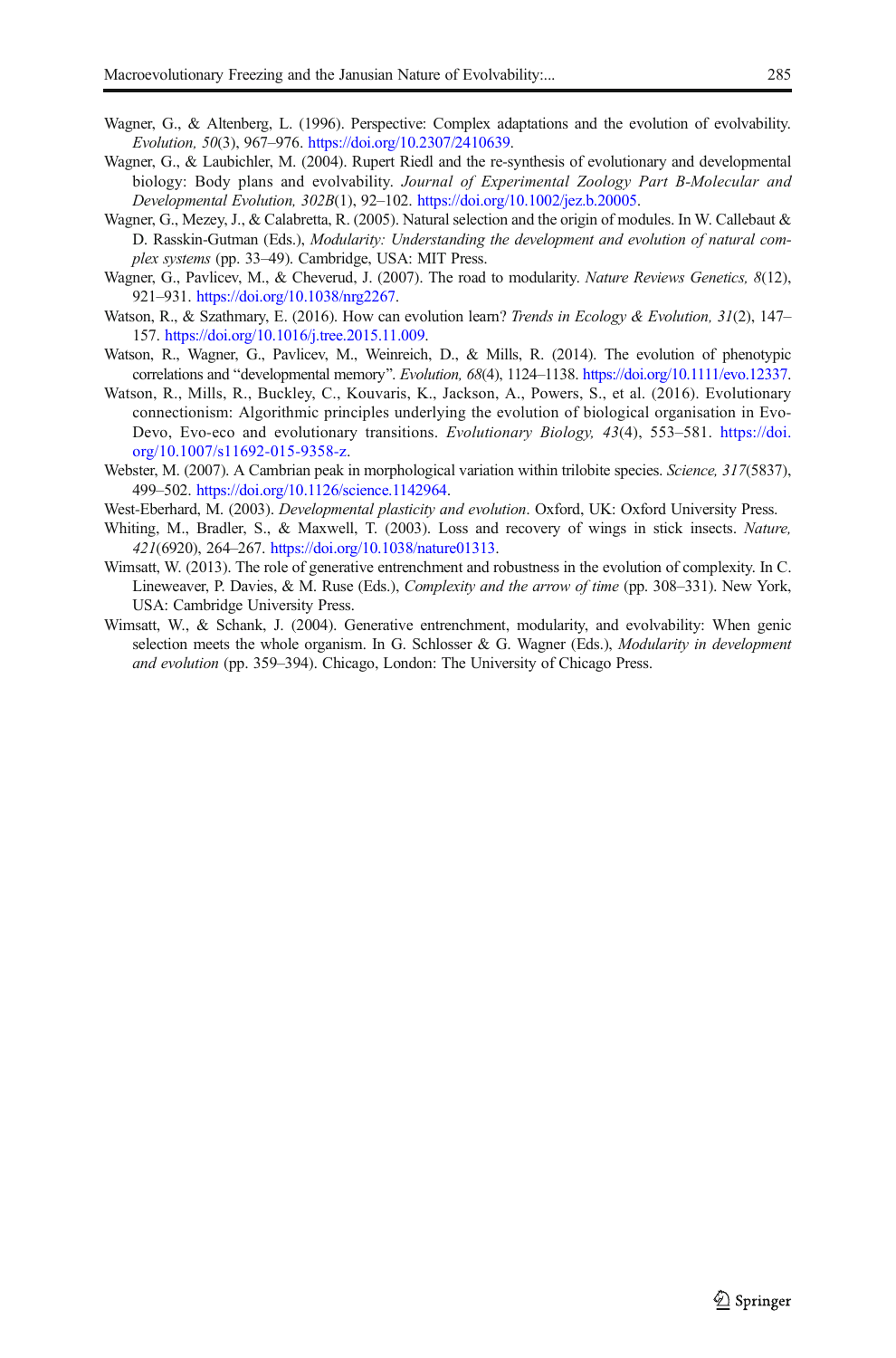Wagner, G., & Altenberg, L. (1996). Perspective: Complex adaptations and the evolution of evolvability. *Evolution, 50*(3), 967–976. https://doi.org/10.2307/2410639.

Wagner, G., & Laubichler, M. (2004). Rupert Riedl and the re-synthesis of evolutionary and developmental biology: Body plans and evolvability. *Journal of Experimental Zoology Part B-Molecular and Developmental Evolution, 302B*(1), 92–102. https://doi.org/10.1002/jez.b.20005.

Wagner, G., Mezey, J., & Calabretta, R. (2005). Natural selection and the origin of modules. In W. Callebaut & D. Rasskin-Gutman (Eds.), *Modularity: Understanding the development and evolution of natural complex systems* (pp. 33–49). Cambridge, USA: MIT Press.

Wagner, G., Pavlicev, M., & Cheverud, J. (2007). The road to modularity. *Nature Reviews Genetics, 8*(12), 921–931. https://doi.org/10.1038/nrg2267.

Watson, R., & Szathmary, E. (2016). How can evolution learn? *Trends in Ecology & Evolution, 31*(2), 147–157. https://doi.org/10.1016/j.tree.2015.11.009.

Watson, R., Wagner, G., Pavlicev, M., Weinreich, D., & Mills, R. (2014). The evolution of phenotypic correlations and "developmental memory". *Evolution, 68*(4), 1124–1138. https://doi.org/10.1111/evo.12337.

Watson, R., Mills, R., Buckley, C., Kouvaris, K., Jackson, A., Powers, S., et al. (2016). Evolutionary connectionism: Algorithmic principles underlying the evolution of biological organisation in Evo-Devo, Evo-eco and evolutionary transitions. *Evolutionary Biology, 43*(4), 553–581. https://doi.org/10.1007/s11692-015-9358-z.

Webster, M. (2007). A Cambrian peak in morphological variation within trilobite species. *Science, 317*(5837), 499–502. https://doi.org/10.1126/science.1142964.

West-Eberhard, M. (2003). *Developmental plasticity and evolution*. Oxford, UK: Oxford University Press.

Whiting, M., Bradler, S., & Maxwell, T. (2003). Loss and recovery of wings in stick insects. *Nature, 421*(6920), 264–267. https://doi.org/10.1038/nature01313.

Wimsatt, W. (2013). The role of generative entrenchment and robustness in the evolution of complexity. In C. Lineweaver, P. Davies, & M. Ruse (Eds.), *Complexity and the arrow of time* (pp. 308–331). New York, USA: Cambridge University Press.

Wimsatt, W., & Schank, J. (2004). Generative entrenchment, modularity, and evolvability: When genic selection meets the whole organism. In G. Schlosser & G. Wagner (Eds.), *Modularity in development and evolution* (pp. 359–394). Chicago, London: The University of Chicago Press.